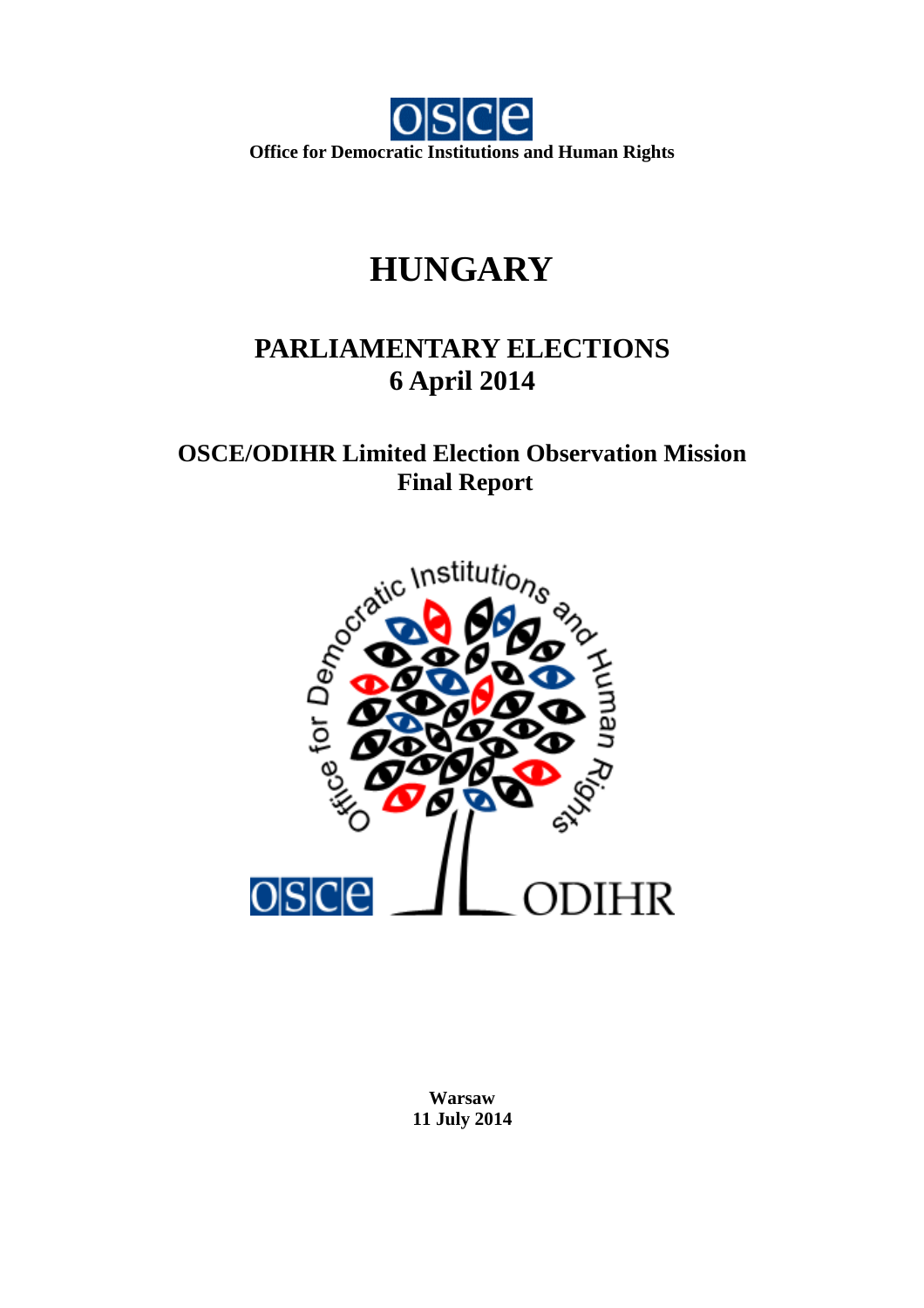Office for Democratic Institutions and Human Rights

# HUNGARY

## PARLIAMENTARY ELECTIONS
## 6 April 2014

## OSCE/ODIHR Limited Election Observation Mission
## Final Report

**Warsaw**
**11 July 2014**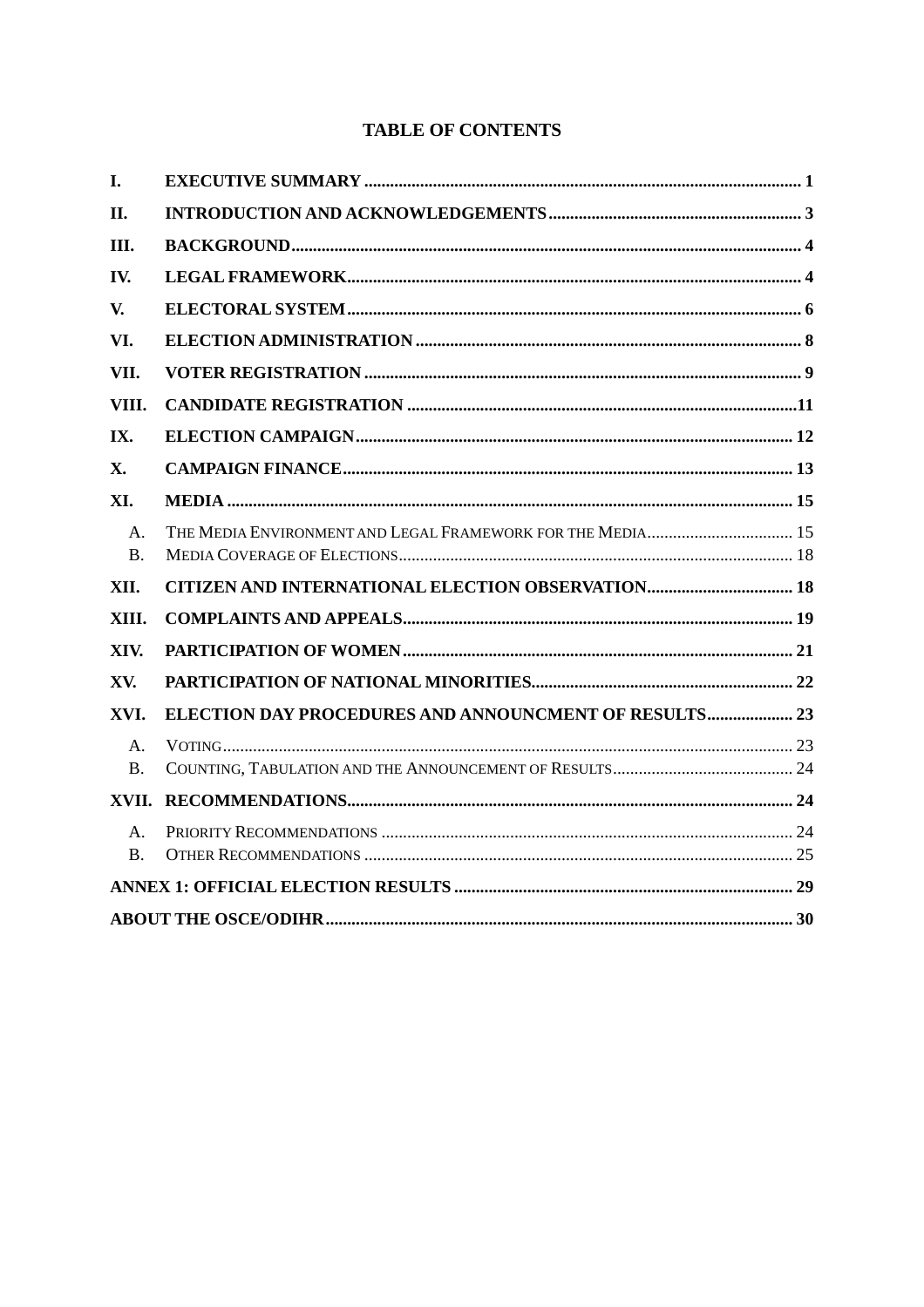## TABLE OF CONTENTS

| | | |
|---|---|---|
| **I.** | **EXECUTIVE SUMMARY** | **1** |
| **II.** | **INTRODUCTION AND ACKNOWLEDGEMENTS** | **3** |
| **III.** | **BACKGROUND** | **4** |
| **IV.** | **LEGAL FRAMEWORK** | **4** |
| **V.** | **ELECTORAL SYSTEM** | **6** |
| **VI.** | **ELECTION ADMINISTRATION** | **8** |
| **VII.** | **VOTER REGISTRATION** | **9** |
| **VIII.** | **CANDIDATE REGISTRATION** | **11** |
| **IX.** | **ELECTION CAMPAIGN** | **12** |
| **X.** | **CAMPAIGN FINANCE** | **13** |
| **XI.** | **MEDIA** | **15** |
| A. | THE MEDIA ENVIRONMENT AND LEGAL FRAMEWORK FOR THE MEDIA | 15 |
| B. | MEDIA COVERAGE OF ELECTIONS | 18 |
| **XII.** | **CITIZEN AND INTERNATIONAL ELECTION OBSERVATION** | **18** |
| **XIII.** | **COMPLAINTS AND APPEALS** | **19** |
| **XIV.** | **PARTICIPATION OF WOMEN** | **21** |
| **XV.** | **PARTICIPATION OF NATIONAL MINORITIES** | **22** |
| **XVI.** | **ELECTION DAY PROCEDURES AND ANNOUNCMENT OF RESULTS** | **23** |
| A. | VOTING | 23 |
| B. | COUNTING, TABULATION AND THE ANNOUNCEMENT OF RESULTS | 24 |
| **XVII.** | **RECOMMENDATIONS** | **24** |
| A. | PRIORITY RECOMMENDATIONS | 24 |
| B. | OTHER RECOMMENDATIONS | 25 |
| **ANNEX 1: OFFICIAL ELECTION RESULTS** | | **29** |
| **ABOUT THE OSCE/ODIHR** | | **30** |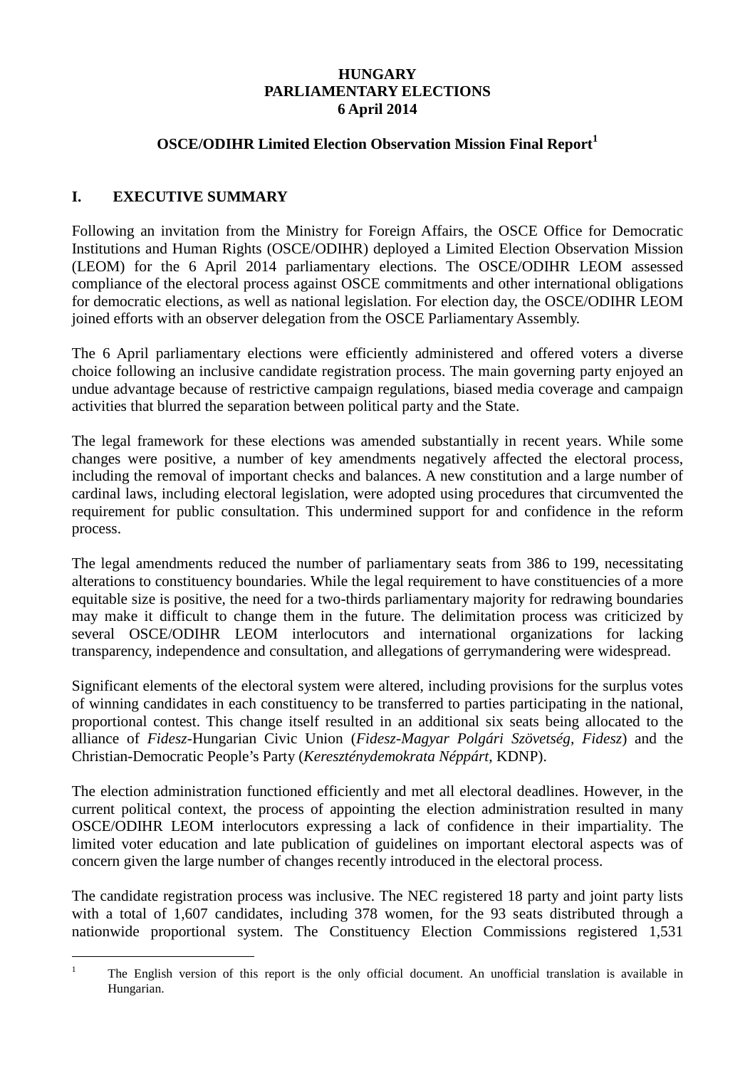**HUNGARY**
**PARLIAMENTARY ELECTIONS**
**6 April 2014**

**OSCE/ODIHR Limited Election Observation Mission Final Report**[1]

## I. EXECUTIVE SUMMARY

Following an invitation from the Ministry for Foreign Affairs, the OSCE Office for Democratic Institutions and Human Rights (OSCE/ODIHR) deployed a Limited Election Observation Mission (LEOM) for the 6 April 2014 parliamentary elections. The OSCE/ODIHR LEOM assessed compliance of the electoral process against OSCE commitments and other international obligations for democratic elections, as well as national legislation. For election day, the OSCE/ODIHR LEOM joined efforts with an observer delegation from the OSCE Parliamentary Assembly.

The 6 April parliamentary elections were efficiently administered and offered voters a diverse choice following an inclusive candidate registration process. The main governing party enjoyed an undue advantage because of restrictive campaign regulations, biased media coverage and campaign activities that blurred the separation between political party and the State.

The legal framework for these elections was amended substantially in recent years. While some changes were positive, a number of key amendments negatively affected the electoral process, including the removal of important checks and balances. A new constitution and a large number of cardinal laws, including electoral legislation, were adopted using procedures that circumvented the requirement for public consultation. This undermined support for and confidence in the reform process.

The legal amendments reduced the number of parliamentary seats from 386 to 199, necessitating alterations to constituency boundaries. While the legal requirement to have constituencies of a more equitable size is positive, the need for a two-thirds parliamentary majority for redrawing boundaries may make it difficult to change them in the future. The delimitation process was criticized by several OSCE/ODIHR LEOM interlocutors and international organizations for lacking transparency, independence and consultation, and allegations of gerrymandering were widespread.

Significant elements of the electoral system were altered, including provisions for the surplus votes of winning candidates in each constituency to be transferred to parties participating in the national, proportional contest. This change itself resulted in an additional six seats being allocated to the alliance of *Fidesz*-Hungarian Civic Union (*Fidesz-Magyar Polgári Szövetség*, *Fidesz*) and the Christian-Democratic People's Party (*Kereszténydemokrata Néppárt*, KDNP).

The election administration functioned efficiently and met all electoral deadlines. However, in the current political context, the process of appointing the election administration resulted in many OSCE/ODIHR LEOM interlocutors expressing a lack of confidence in their impartiality. The limited voter education and late publication of guidelines on important electoral aspects was of concern given the large number of changes recently introduced in the electoral process.

The candidate registration process was inclusive. The NEC registered 18 party and joint party lists with a total of 1,607 candidates, including 378 women, for the 93 seats distributed through a nationwide proportional system. The Constituency Election Commissions registered 1,531

---

[1] The English version of this report is the only official document. An unofficial translation is available in Hungarian.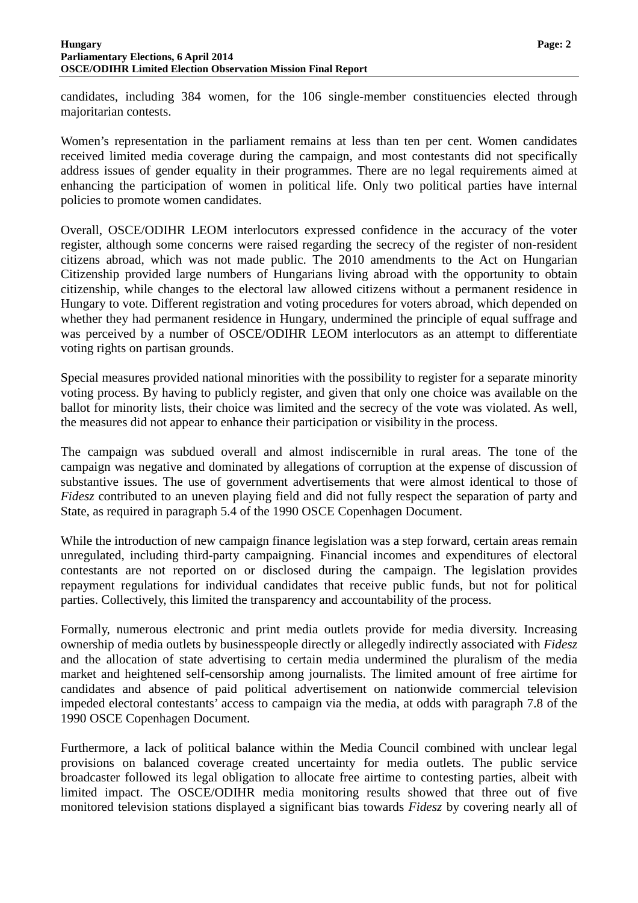candidates, including 384 women, for the 106 single-member constituencies elected through majoritarian contests.

Women's representation in the parliament remains at less than ten per cent. Women candidates received limited media coverage during the campaign, and most contestants did not specifically address issues of gender equality in their programmes. There are no legal requirements aimed at enhancing the participation of women in political life. Only two political parties have internal policies to promote women candidates.

Overall, OSCE/ODIHR LEOM interlocutors expressed confidence in the accuracy of the voter register, although some concerns were raised regarding the secrecy of the register of non-resident citizens abroad, which was not made public. The 2010 amendments to the Act on Hungarian Citizenship provided large numbers of Hungarians living abroad with the opportunity to obtain citizenship, while changes to the electoral law allowed citizens without a permanent residence in Hungary to vote. Different registration and voting procedures for voters abroad, which depended on whether they had permanent residence in Hungary, undermined the principle of equal suffrage and was perceived by a number of OSCE/ODIHR LEOM interlocutors as an attempt to differentiate voting rights on partisan grounds.

Special measures provided national minorities with the possibility to register for a separate minority voting process. By having to publicly register, and given that only one choice was available on the ballot for minority lists, their choice was limited and the secrecy of the vote was violated. As well, the measures did not appear to enhance their participation or visibility in the process.

The campaign was subdued overall and almost indiscernible in rural areas. The tone of the campaign was negative and dominated by allegations of corruption at the expense of discussion of substantive issues. The use of government advertisements that were almost identical to those of *Fidesz* contributed to an uneven playing field and did not fully respect the separation of party and State, as required in paragraph 5.4 of the 1990 OSCE Copenhagen Document.

While the introduction of new campaign finance legislation was a step forward, certain areas remain unregulated, including third-party campaigning. Financial incomes and expenditures of electoral contestants are not reported on or disclosed during the campaign. The legislation provides repayment regulations for individual candidates that receive public funds, but not for political parties. Collectively, this limited the transparency and accountability of the process.

Formally, numerous electronic and print media outlets provide for media diversity. Increasing ownership of media outlets by businesspeople directly or allegedly indirectly associated with *Fidesz* and the allocation of state advertising to certain media undermined the pluralism of the media market and heightened self-censorship among journalists. The limited amount of free airtime for candidates and absence of paid political advertisement on nationwide commercial television impeded electoral contestants' access to campaign via the media, at odds with paragraph 7.8 of the 1990 OSCE Copenhagen Document.

Furthermore, a lack of political balance within the Media Council combined with unclear legal provisions on balanced coverage created uncertainty for media outlets. The public service broadcaster followed its legal obligation to allocate free airtime to contesting parties, albeit with limited impact. The OSCE/ODIHR media monitoring results showed that three out of five monitored television stations displayed a significant bias towards *Fidesz* by covering nearly all of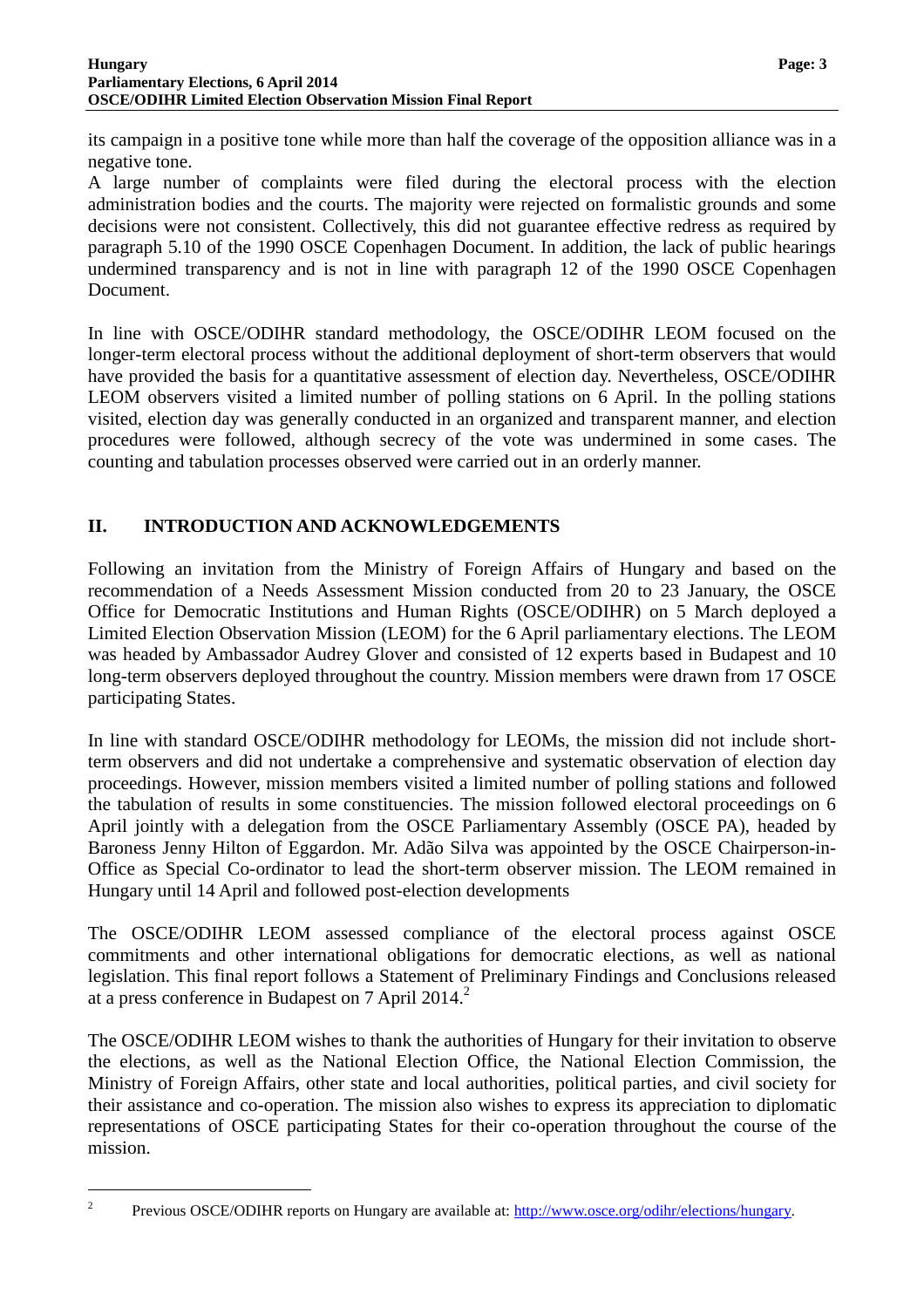its campaign in a positive tone while more than half the coverage of the opposition alliance was in a negative tone.

A large number of complaints were filed during the electoral process with the election administration bodies and the courts. The majority were rejected on formalistic grounds and some decisions were not consistent. Collectively, this did not guarantee effective redress as required by paragraph 5.10 of the 1990 OSCE Copenhagen Document. In addition, the lack of public hearings undermined transparency and is not in line with paragraph 12 of the 1990 OSCE Copenhagen Document.

In line with OSCE/ODIHR standard methodology, the OSCE/ODIHR LEOM focused on the longer-term electoral process without the additional deployment of short-term observers that would have provided the basis for a quantitative assessment of election day. Nevertheless, OSCE/ODIHR LEOM observers visited a limited number of polling stations on 6 April. In the polling stations visited, election day was generally conducted in an organized and transparent manner, and election procedures were followed, although secrecy of the vote was undermined in some cases. The counting and tabulation processes observed were carried out in an orderly manner.

## II. INTRODUCTION AND ACKNOWLEDGEMENTS

Following an invitation from the Ministry of Foreign Affairs of Hungary and based on the recommendation of a Needs Assessment Mission conducted from 20 to 23 January, the OSCE Office for Democratic Institutions and Human Rights (OSCE/ODIHR) on 5 March deployed a Limited Election Observation Mission (LEOM) for the 6 April parliamentary elections. The LEOM was headed by Ambassador Audrey Glover and consisted of 12 experts based in Budapest and 10 long-term observers deployed throughout the country. Mission members were drawn from 17 OSCE participating States.

In line with standard OSCE/ODIHR methodology for LEOMs, the mission did not include short-term observers and did not undertake a comprehensive and systematic observation of election day proceedings. However, mission members visited a limited number of polling stations and followed the tabulation of results in some constituencies. The mission followed electoral proceedings on 6 April jointly with a delegation from the OSCE Parliamentary Assembly (OSCE PA), headed by Baroness Jenny Hilton of Eggardon. Mr. Adão Silva was appointed by the OSCE Chairperson-in-Office as Special Co-ordinator to lead the short-term observer mission. The LEOM remained in Hungary until 14 April and followed post-election developments

The OSCE/ODIHR LEOM assessed compliance of the electoral process against OSCE commitments and other international obligations for democratic elections, as well as national legislation. This final report follows a Statement of Preliminary Findings and Conclusions released at a press conference in Budapest on 7 April 2014.[2]

The OSCE/ODIHR LEOM wishes to thank the authorities of Hungary for their invitation to observe the elections, as well as the National Election Office, the National Election Commission, the Ministry of Foreign Affairs, other state and local authorities, political parties, and civil society for their assistance and co-operation. The mission also wishes to express its appreciation to diplomatic representations of OSCE participating States for their co-operation throughout the course of the mission.

---

[2] Previous OSCE/ODIHR reports on Hungary are available at: http://www.osce.org/odihr/elections/hungary.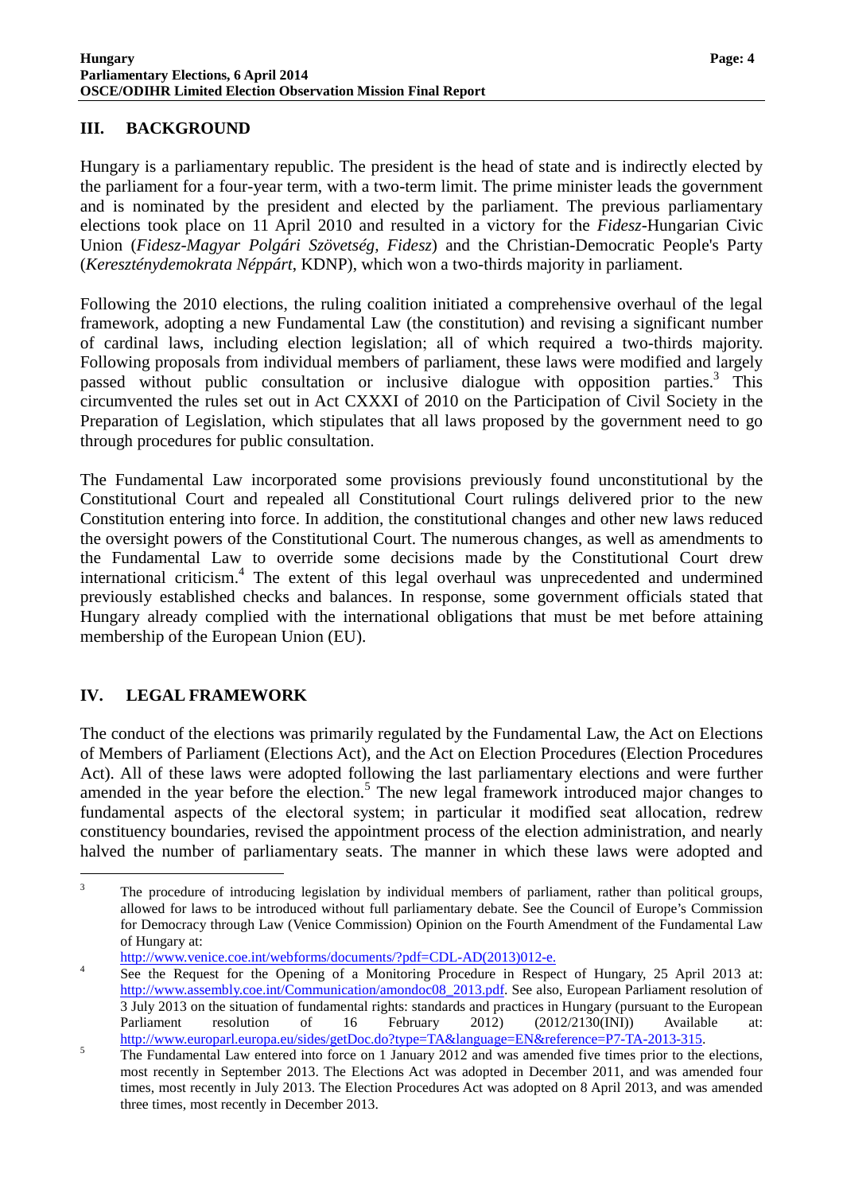## III. BACKGROUND

Hungary is a parliamentary republic. The president is the head of state and is indirectly elected by the parliament for a four-year term, with a two-term limit. The prime minister leads the government and is nominated by the president and elected by the parliament. The previous parliamentary elections took place on 11 April 2010 and resulted in a victory for the *Fidesz*-Hungarian Civic Union (*Fidesz-Magyar Polgári Szövetség*, *Fidesz*) and the Christian-Democratic People's Party (*Kereszténydemokrata Néppárt*, KDNP), which won a two-thirds majority in parliament.

Following the 2010 elections, the ruling coalition initiated a comprehensive overhaul of the legal framework, adopting a new Fundamental Law (the constitution) and revising a significant number of cardinal laws, including election legislation; all of which required a two-thirds majority. Following proposals from individual members of parliament, these laws were modified and largely passed without public consultation or inclusive dialogue with opposition parties.[3] This circumvented the rules set out in Act CXXXI of 2010 on the Participation of Civil Society in the Preparation of Legislation, which stipulates that all laws proposed by the government need to go through procedures for public consultation.

The Fundamental Law incorporated some provisions previously found unconstitutional by the Constitutional Court and repealed all Constitutional Court rulings delivered prior to the new Constitution entering into force. In addition, the constitutional changes and other new laws reduced the oversight powers of the Constitutional Court. The numerous changes, as well as amendments to the Fundamental Law to override some decisions made by the Constitutional Court drew international criticism.[4] The extent of this legal overhaul was unprecedented and undermined previously established checks and balances. In response, some government officials stated that Hungary already complied with the international obligations that must be met before attaining membership of the European Union (EU).

## IV. LEGAL FRAMEWORK

The conduct of the elections was primarily regulated by the Fundamental Law, the Act on Elections of Members of Parliament (Elections Act), and the Act on Election Procedures (Election Procedures Act). All of these laws were adopted following the last parliamentary elections and were further amended in the year before the election.[5] The new legal framework introduced major changes to fundamental aspects of the electoral system; in particular it modified seat allocation, redrew constituency boundaries, revised the appointment process of the election administration, and nearly halved the number of parliamentary seats. The manner in which these laws were adopted and

---

[3] The procedure of introducing legislation by individual members of parliament, rather than political groups, allowed for laws to be introduced without full parliamentary debate. See the Council of Europe's Commission for Democracy through Law (Venice Commission) Opinion on the Fourth Amendment of the Fundamental Law of Hungary at: http://www.venice.coe.int/webforms/documents/?pdf=CDL-AD(2013)012-e.

[4] See the Request for the Opening of a Monitoring Procedure in Respect of Hungary, 25 April 2013 at: http://www.assembly.coe.int/Communication/amondoc08_2013.pdf. See also, European Parliament resolution of 3 July 2013 on the situation of fundamental rights: standards and practices in Hungary (pursuant to the European Parliament resolution of 16 February 2012) (2012/2130(INI)) Available at: http://www.europarl.europa.eu/sides/getDoc.do?type=TA&language=EN&reference=P7-TA-2013-315.

[5] The Fundamental Law entered into force on 1 January 2012 and was amended five times prior to the elections, most recently in September 2013. The Elections Act was adopted in December 2011, and was amended four times, most recently in July 2013. The Election Procedures Act was adopted on 8 April 2013, and was amended three times, most recently in December 2013.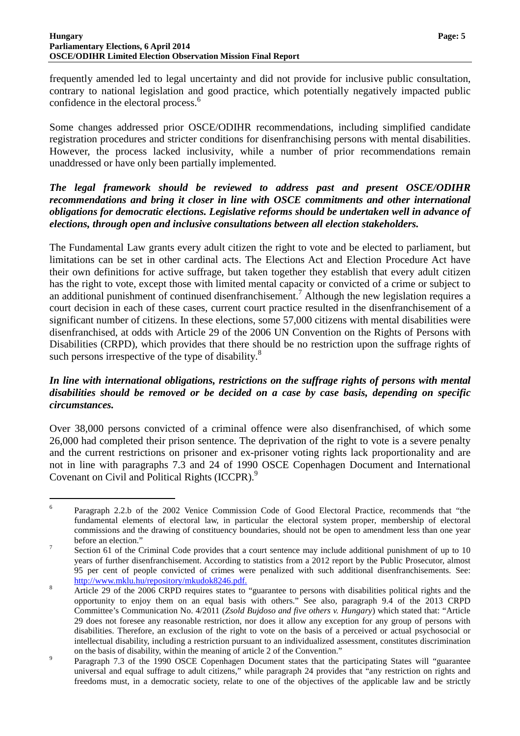frequently amended led to legal uncertainty and did not provide for inclusive public consultation, contrary to national legislation and good practice, which potentially negatively impacted public confidence in the electoral process.[6]

Some changes addressed prior OSCE/ODIHR recommendations, including simplified candidate registration procedures and stricter conditions for disenfranchising persons with mental disabilities. However, the process lacked inclusivity, while a number of prior recommendations remain unaddressed or have only been partially implemented.

***The legal framework should be reviewed to address past and present OSCE/ODIHR recommendations and bring it closer in line with OSCE commitments and other international obligations for democratic elections. Legislative reforms should be undertaken well in advance of elections, through open and inclusive consultations between all election stakeholders.***

The Fundamental Law grants every adult citizen the right to vote and be elected to parliament, but limitations can be set in other cardinal acts. The Elections Act and Election Procedure Act have their own definitions for active suffrage, but taken together they establish that every adult citizen has the right to vote, except those with limited mental capacity or convicted of a crime or subject to an additional punishment of continued disenfranchisement.[7] Although the new legislation requires a court decision in each of these cases, current court practice resulted in the disenfranchisement of a significant number of citizens. In these elections, some 57,000 citizens with mental disabilities were disenfranchised, at odds with Article 29 of the 2006 UN Convention on the Rights of Persons with Disabilities (CRPD), which provides that there should be no restriction upon the suffrage rights of such persons irrespective of the type of disability.[8]

***In line with international obligations, restrictions on the suffrage rights of persons with mental disabilities should be removed or be decided on a case by case basis, depending on specific circumstances.***

Over 38,000 persons convicted of a criminal offence were also disenfranchised, of which some 26,000 had completed their prison sentence. The deprivation of the right to vote is a severe penalty and the current restrictions on prisoner and ex-prisoner voting rights lack proportionality and are not in line with paragraphs 7.3 and 24 of 1990 OSCE Copenhagen Document and International Covenant on Civil and Political Rights (ICCPR).[9]

---

[6] Paragraph 2.2.b of the 2002 Venice Commission Code of Good Electoral Practice, recommends that "the fundamental elements of electoral law, in particular the electoral system proper, membership of electoral commissions and the drawing of constituency boundaries, should not be open to amendment less than one year before an election."

[7] Section 61 of the Criminal Code provides that a court sentence may include additional punishment of up to 10 years of further disenfranchisement. According to statistics from a 2012 report by the Public Prosecutor, almost 95 per cent of people convicted of crimes were penalized with such additional disenfranchisements. See: http://www.mklu.hu/repository/mkudok8246.pdf.

[8] Article 29 of the 2006 CRPD requires states to "guarantee to persons with disabilities political rights and the opportunity to enjoy them on an equal basis with others." See also, paragraph 9.4 of the 2013 CRPD Committee's Communication No. 4/2011 (*Zsold Bujdoso and five others v. Hungary*) which stated that: "Article 29 does not foresee any reasonable restriction, nor does it allow any exception for any group of persons with disabilities. Therefore, an exclusion of the right to vote on the basis of a perceived or actual psychosocial or intellectual disability, including a restriction pursuant to an individualized assessment, constitutes discrimination on the basis of disability, within the meaning of article 2 of the Convention."

[9] Paragraph 7.3 of the 1990 OSCE Copenhagen Document states that the participating States will "guarantee universal and equal suffrage to adult citizens," while paragraph 24 provides that "any restriction on rights and freedoms must, in a democratic society, relate to one of the objectives of the applicable law and be strictly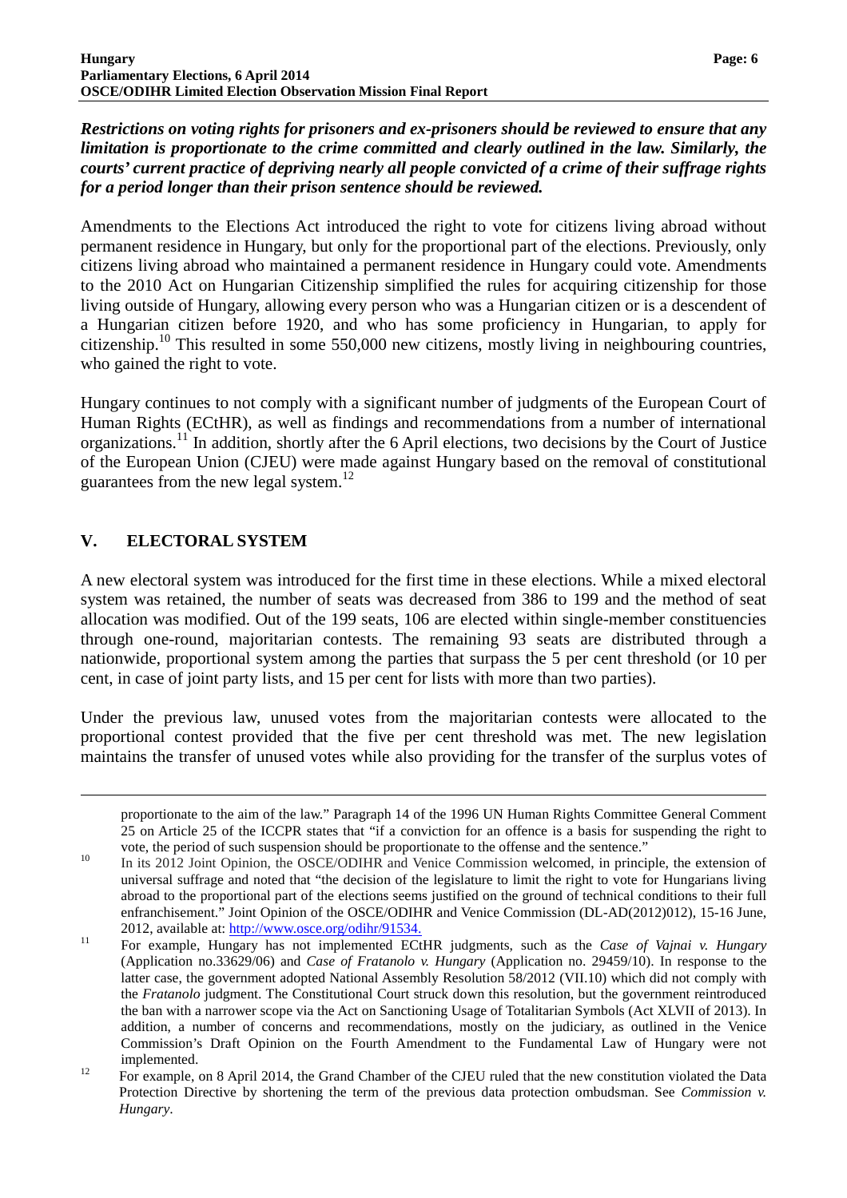***Restrictions on voting rights for prisoners and ex-prisoners should be reviewed to ensure that any limitation is proportionate to the crime committed and clearly outlined in the law. Similarly, the courts' current practice of depriving nearly all people convicted of a crime of their suffrage rights for a period longer than their prison sentence should be reviewed.***

Amendments to the Elections Act introduced the right to vote for citizens living abroad without permanent residence in Hungary, but only for the proportional part of the elections. Previously, only citizens living abroad who maintained a permanent residence in Hungary could vote. Amendments to the 2010 Act on Hungarian Citizenship simplified the rules for acquiring citizenship for those living outside of Hungary, allowing every person who was a Hungarian citizen or is a descendent of a Hungarian citizen before 1920, and who has some proficiency in Hungarian, to apply for citizenship.[10] This resulted in some 550,000 new citizens, mostly living in neighbouring countries, who gained the right to vote.

Hungary continues to not comply with a significant number of judgments of the European Court of Human Rights (ECtHR), as well as findings and recommendations from a number of international organizations.[11] In addition, shortly after the 6 April elections, two decisions by the Court of Justice of the European Union (CJEU) were made against Hungary based on the removal of constitutional guarantees from the new legal system.[12]

## V. ELECTORAL SYSTEM

A new electoral system was introduced for the first time in these elections. While a mixed electoral system was retained, the number of seats was decreased from 386 to 199 and the method of seat allocation was modified. Out of the 199 seats, 106 are elected within single-member constituencies through one-round, majoritarian contests. The remaining 93 seats are distributed through a nationwide, proportional system among the parties that surpass the 5 per cent threshold (or 10 per cent, in case of joint party lists, and 15 per cent for lists with more than two parties).

Under the previous law, unused votes from the majoritarian contests were allocated to the proportional contest provided that the five per cent threshold was met. The new legislation maintains the transfer of unused votes while also providing for the transfer of the surplus votes of

---

proportionate to the aim of the law." Paragraph 14 of the 1996 UN Human Rights Committee General Comment 25 on Article 25 of the ICCPR states that "if a conviction for an offence is a basis for suspending the right to vote, the period of such suspension should be proportionate to the offense and the sentence."

[10] In its 2012 Joint Opinion, the OSCE/ODIHR and Venice Commission welcomed, in principle, the extension of universal suffrage and noted that "the decision of the legislature to limit the right to vote for Hungarians living abroad to the proportional part of the elections seems justified on the ground of technical conditions to their full enfranchisement." Joint Opinion of the OSCE/ODIHR and Venice Commission (DL-AD(2012)012), 15-16 June, 2012, available at: http://www.osce.org/odihr/91534.

[11] For example, Hungary has not implemented ECtHR judgments, such as the *Case of Vajnai v. Hungary* (Application no.33629/06) and *Case of Fratanolo v. Hungary* (Application no. 29459/10). In response to the latter case, the government adopted National Assembly Resolution 58/2012 (VII.10) which did not comply with the *Fratanolo* judgment. The Constitutional Court struck down this resolution, but the government reintroduced the ban with a narrower scope via the Act on Sanctioning Usage of Totalitarian Symbols (Act XLVII of 2013). In addition, a number of concerns and recommendations, mostly on the judiciary, as outlined in the Venice Commission's Draft Opinion on the Fourth Amendment to the Fundamental Law of Hungary were not implemented.

[12] For example, on 8 April 2014, the Grand Chamber of the CJEU ruled that the new constitution violated the Data Protection Directive by shortening the term of the previous data protection ombudsman. See *Commission v. Hungary*.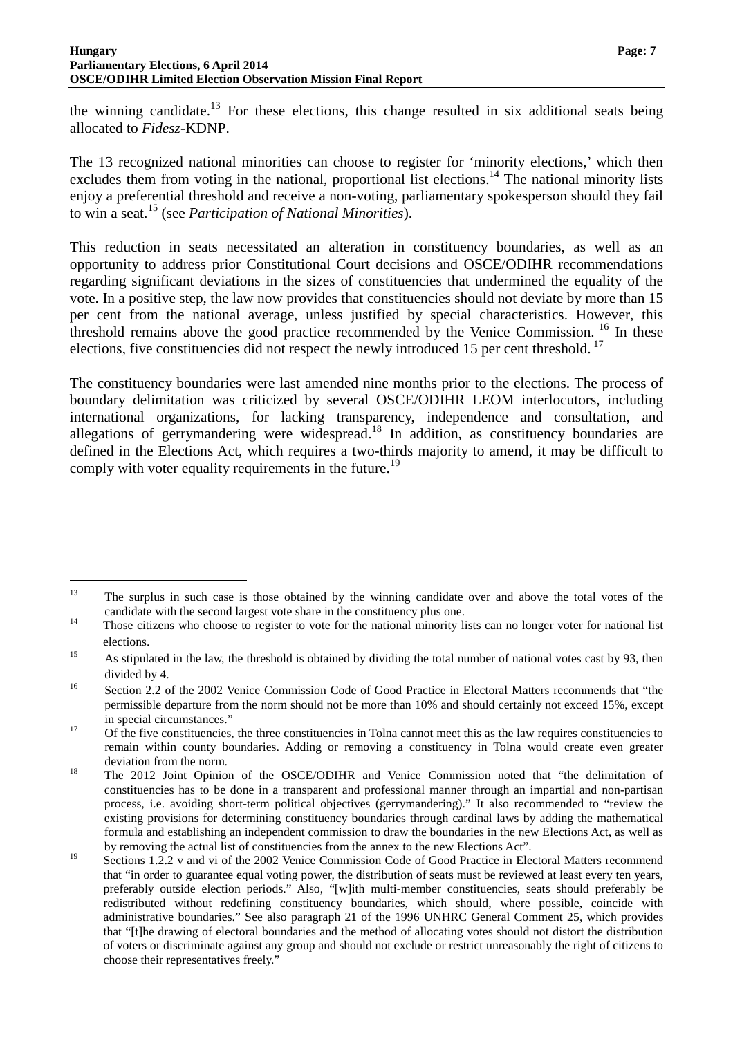the winning candidate.[13] For these elections, this change resulted in six additional seats being allocated to *Fidesz*-KDNP.

The 13 recognized national minorities can choose to register for 'minority elections,' which then excludes them from voting in the national, proportional list elections.[14] The national minority lists enjoy a preferential threshold and receive a non-voting, parliamentary spokesperson should they fail to win a seat.[15] (see *Participation of National Minorities*).

This reduction in seats necessitated an alteration in constituency boundaries, as well as an opportunity to address prior Constitutional Court decisions and OSCE/ODIHR recommendations regarding significant deviations in the sizes of constituencies that undermined the equality of the vote. In a positive step, the law now provides that constituencies should not deviate by more than 15 per cent from the national average, unless justified by special characteristics. However, this threshold remains above the good practice recommended by the Venice Commission.[16] In these elections, five constituencies did not respect the newly introduced 15 per cent threshold.[17]

The constituency boundaries were last amended nine months prior to the elections. The process of boundary delimitation was criticized by several OSCE/ODIHR LEOM interlocutors, including international organizations, for lacking transparency, independence and consultation, and allegations of gerrymandering were widespread.[18] In addition, as constituency boundaries are defined in the Elections Act, which requires a two-thirds majority to amend, it may be difficult to comply with voter equality requirements in the future.[19]

---

[13] The surplus in such case is those obtained by the winning candidate over and above the total votes of the candidate with the second largest vote share in the constituency plus one.

[14] Those citizens who choose to register to vote for the national minority lists can no longer voter for national list elections.

[15] As stipulated in the law, the threshold is obtained by dividing the total number of national votes cast by 93, then divided by 4.

[16] Section 2.2 of the 2002 Venice Commission Code of Good Practice in Electoral Matters recommends that "the permissible departure from the norm should not be more than 10% and should certainly not exceed 15%, except in special circumstances."

[17] Of the five constituencies, the three constituencies in Tolna cannot meet this as the law requires constituencies to remain within county boundaries. Adding or removing a constituency in Tolna would create even greater deviation from the norm.

[18] The 2012 Joint Opinion of the OSCE/ODIHR and Venice Commission noted that "the delimitation of constituencies has to be done in a transparent and professional manner through an impartial and non-partisan process, i.e. avoiding short-term political objectives (gerrymandering)." It also recommended to "review the existing provisions for determining constituency boundaries through cardinal laws by adding the mathematical formula and establishing an independent commission to draw the boundaries in the new Elections Act, as well as by removing the actual list of constituencies from the annex to the new Elections Act".

[19] Sections 1.2.2 v and vi of the 2002 Venice Commission Code of Good Practice in Electoral Matters recommend that "in order to guarantee equal voting power, the distribution of seats must be reviewed at least every ten years, preferably outside election periods." Also, "[w]ith multi-member constituencies, seats should preferably be redistributed without redefining constituency boundaries, which should, where possible, coincide with administrative boundaries." See also paragraph 21 of the 1996 UNHRC General Comment 25, which provides that "[t]he drawing of electoral boundaries and the method of allocating votes should not distort the distribution of voters or discriminate against any group and should not exclude or restrict unreasonably the right of citizens to choose their representatives freely."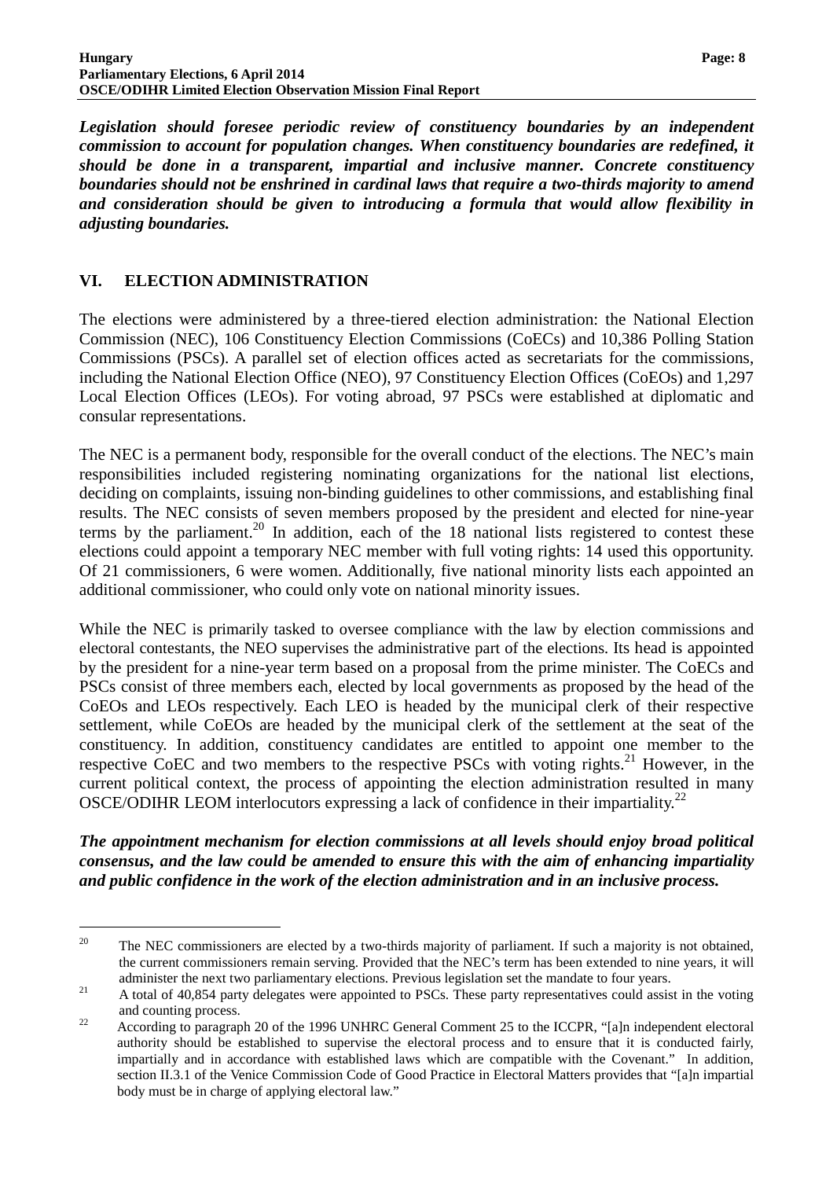***Legislation should foresee periodic review of constituency boundaries by an independent commission to account for population changes. When constituency boundaries are redefined, it should be done in a transparent, impartial and inclusive manner. Concrete constituency boundaries should not be enshrined in cardinal laws that require a two-thirds majority to amend and consideration should be given to introducing a formula that would allow flexibility in adjusting boundaries.***

## VI. ELECTION ADMINISTRATION

The elections were administered by a three-tiered election administration: the National Election Commission (NEC), 106 Constituency Election Commissions (CoECs) and 10,386 Polling Station Commissions (PSCs). A parallel set of election offices acted as secretariats for the commissions, including the National Election Office (NEO), 97 Constituency Election Offices (CoEOs) and 1,297 Local Election Offices (LEOs). For voting abroad, 97 PSCs were established at diplomatic and consular representations.

The NEC is a permanent body, responsible for the overall conduct of the elections. The NEC's main responsibilities included registering nominating organizations for the national list elections, deciding on complaints, issuing non-binding guidelines to other commissions, and establishing final results. The NEC consists of seven members proposed by the president and elected for nine-year terms by the parliament.[20] In addition, each of the 18 national lists registered to contest these elections could appoint a temporary NEC member with full voting rights: 14 used this opportunity. Of 21 commissioners, 6 were women. Additionally, five national minority lists each appointed an additional commissioner, who could only vote on national minority issues.

While the NEC is primarily tasked to oversee compliance with the law by election commissions and electoral contestants, the NEO supervises the administrative part of the elections. Its head is appointed by the president for a nine-year term based on a proposal from the prime minister. The CoECs and PSCs consist of three members each, elected by local governments as proposed by the head of the CoEOs and LEOs respectively. Each LEO is headed by the municipal clerk of their respective settlement, while CoEOs are headed by the municipal clerk of the settlement at the seat of the constituency. In addition, constituency candidates are entitled to appoint one member to the respective CoEC and two members to the respective PSCs with voting rights.[21] However, in the current political context, the process of appointing the election administration resulted in many OSCE/ODIHR LEOM interlocutors expressing a lack of confidence in their impartiality.[22]

***The appointment mechanism for election commissions at all levels should enjoy broad political consensus, and the law could be amended to ensure this with the aim of enhancing impartiality and public confidence in the work of the election administration and in an inclusive process.***

---

[20] The NEC commissioners are elected by a two-thirds majority of parliament. If such a majority is not obtained, the current commissioners remain serving. Provided that the NEC's term has been extended to nine years, it will administer the next two parliamentary elections. Previous legislation set the mandate to four years.

[21] A total of 40,854 party delegates were appointed to PSCs. These party representatives could assist in the voting and counting process.

[22] According to paragraph 20 of the 1996 UNHRC General Comment 25 to the ICCPR, "[a]n independent electoral authority should be established to supervise the electoral process and to ensure that it is conducted fairly, impartially and in accordance with established laws which are compatible with the Covenant." In addition, section II.3.1 of the Venice Commission Code of Good Practice in Electoral Matters provides that "[a]n impartial body must be in charge of applying electoral law."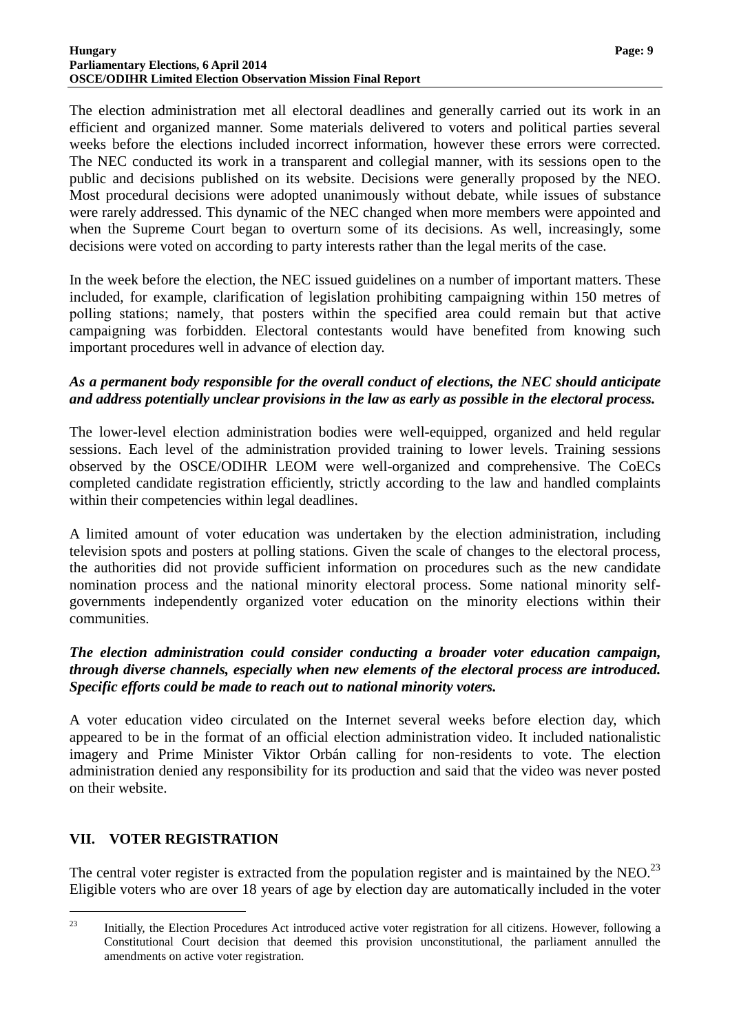The election administration met all electoral deadlines and generally carried out its work in an efficient and organized manner. Some materials delivered to voters and political parties several weeks before the elections included incorrect information, however these errors were corrected. The NEC conducted its work in a transparent and collegial manner, with its sessions open to the public and decisions published on its website. Decisions were generally proposed by the NEO. Most procedural decisions were adopted unanimously without debate, while issues of substance were rarely addressed. This dynamic of the NEC changed when more members were appointed and when the Supreme Court began to overturn some of its decisions. As well, increasingly, some decisions were voted on according to party interests rather than the legal merits of the case.

In the week before the election, the NEC issued guidelines on a number of important matters. These included, for example, clarification of legislation prohibiting campaigning within 150 metres of polling stations; namely, that posters within the specified area could remain but that active campaigning was forbidden. Electoral contestants would have benefited from knowing such important procedures well in advance of election day.

***As a permanent body responsible for the overall conduct of elections, the NEC should anticipate and address potentially unclear provisions in the law as early as possible in the electoral process.***

The lower-level election administration bodies were well-equipped, organized and held regular sessions. Each level of the administration provided training to lower levels. Training sessions observed by the OSCE/ODIHR LEOM were well-organized and comprehensive. The CoECs completed candidate registration efficiently, strictly according to the law and handled complaints within their competencies within legal deadlines.

A limited amount of voter education was undertaken by the election administration, including television spots and posters at polling stations. Given the scale of changes to the electoral process, the authorities did not provide sufficient information on procedures such as the new candidate nomination process and the national minority electoral process. Some national minority self-governments independently organized voter education on the minority elections within their communities.

***The election administration could consider conducting a broader voter education campaign, through diverse channels, especially when new elements of the electoral process are introduced. Specific efforts could be made to reach out to national minority voters.***

A voter education video circulated on the Internet several weeks before election day, which appeared to be in the format of an official election administration video. It included nationalistic imagery and Prime Minister Viktor Orbán calling for non-residents to vote. The election administration denied any responsibility for its production and said that the video was never posted on their website.

## VII. VOTER REGISTRATION

The central voter register is extracted from the population register and is maintained by the NEO.[23] Eligible voters who are over 18 years of age by election day are automatically included in the voter

[23] Initially, the Election Procedures Act introduced active voter registration for all citizens. However, following a Constitutional Court decision that deemed this provision unconstitutional, the parliament annulled the amendments on active voter registration.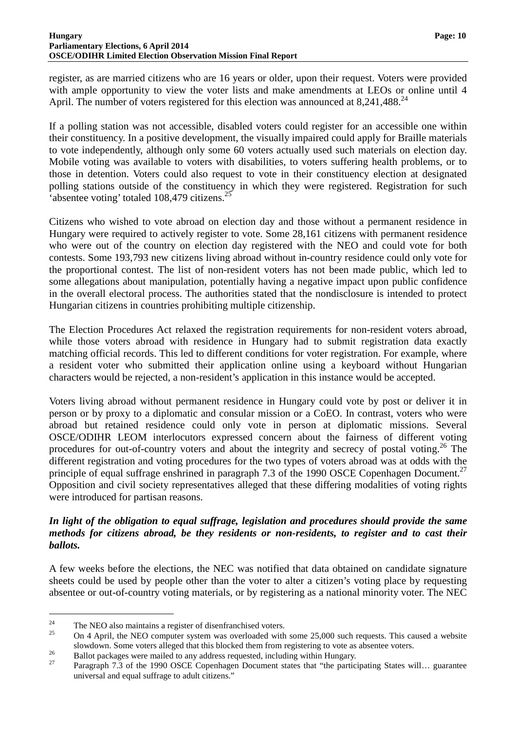register, as are married citizens who are 16 years or older, upon their request. Voters were provided with ample opportunity to view the voter lists and make amendments at LEOs or online until 4 April. The number of voters registered for this election was announced at 8,241,488.[24]

If a polling station was not accessible, disabled voters could register for an accessible one within their constituency. In a positive development, the visually impaired could apply for Braille materials to vote independently, although only some 60 voters actually used such materials on election day. Mobile voting was available to voters with disabilities, to voters suffering health problems, or to those in detention. Voters could also request to vote in their constituency election at designated polling stations outside of the constituency in which they were registered. Registration for such 'absentee voting' totaled 108,479 citizens.[25]

Citizens who wished to vote abroad on election day and those without a permanent residence in Hungary were required to actively register to vote. Some 28,161 citizens with permanent residence who were out of the country on election day registered with the NEO and could vote for both contests. Some 193,793 new citizens living abroad without in-country residence could only vote for the proportional contest. The list of non-resident voters has not been made public, which led to some allegations about manipulation, potentially having a negative impact upon public confidence in the overall electoral process. The authorities stated that the nondisclosure is intended to protect Hungarian citizens in countries prohibiting multiple citizenship.

The Election Procedures Act relaxed the registration requirements for non-resident voters abroad, while those voters abroad with residence in Hungary had to submit registration data exactly matching official records. This led to different conditions for voter registration. For example, where a resident voter who submitted their application online using a keyboard without Hungarian characters would be rejected, a non-resident's application in this instance would be accepted.

Voters living abroad without permanent residence in Hungary could vote by post or deliver it in person or by proxy to a diplomatic and consular mission or a CoEO. In contrast, voters who were abroad but retained residence could only vote in person at diplomatic missions. Several OSCE/ODIHR LEOM interlocutors expressed concern about the fairness of different voting procedures for out-of-country voters and about the integrity and secrecy of postal voting.[26] The different registration and voting procedures for the two types of voters abroad was at odds with the principle of equal suffrage enshrined in paragraph 7.3 of the 1990 OSCE Copenhagen Document.[27] Opposition and civil society representatives alleged that these differing modalities of voting rights were introduced for partisan reasons.

***In light of the obligation to equal suffrage, legislation and procedures should provide the same methods for citizens abroad, be they residents or non-residents, to register and to cast their ballots.***

A few weeks before the elections, the NEC was notified that data obtained on candidate signature sheets could be used by people other than the voter to alter a citizen's voting place by requesting absentee or out-of-country voting materials, or by registering as a national minority voter. The NEC

---

[24] The NEO also maintains a register of disenfranchised voters.

[25] On 4 April, the NEO computer system was overloaded with some 25,000 such requests. This caused a website slowdown. Some voters alleged that this blocked them from registering to vote as absentee voters.

[26] Ballot packages were mailed to any address requested, including within Hungary.

[27] Paragraph 7.3 of the 1990 OSCE Copenhagen Document states that "the participating States will… guarantee universal and equal suffrage to adult citizens."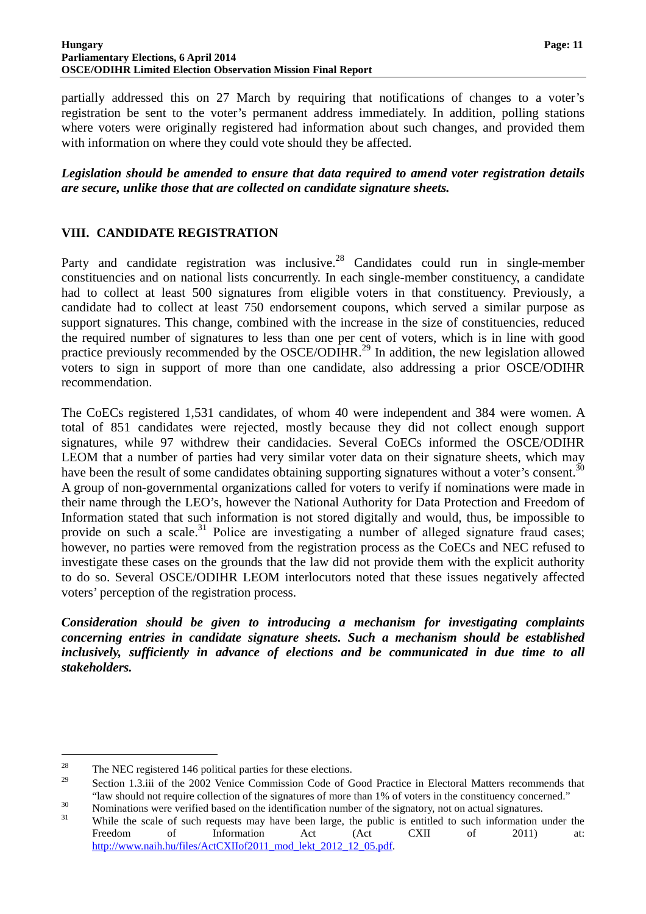partially addressed this on 27 March by requiring that notifications of changes to a voter's registration be sent to the voter's permanent address immediately. In addition, polling stations where voters were originally registered had information about such changes, and provided them with information on where they could vote should they be affected.

***Legislation should be amended to ensure that data required to amend voter registration details are secure, unlike those that are collected on candidate signature sheets.***

## VIII. CANDIDATE REGISTRATION

Party and candidate registration was inclusive.[28] Candidates could run in single-member constituencies and on national lists concurrently. In each single-member constituency, a candidate had to collect at least 500 signatures from eligible voters in that constituency. Previously, a candidate had to collect at least 750 endorsement coupons, which served a similar purpose as support signatures. This change, combined with the increase in the size of constituencies, reduced the required number of signatures to less than one per cent of voters, which is in line with good practice previously recommended by the OSCE/ODIHR.[29] In addition, the new legislation allowed voters to sign in support of more than one candidate, also addressing a prior OSCE/ODIHR recommendation.

The CoECs registered 1,531 candidates, of whom 40 were independent and 384 were women. A total of 851 candidates were rejected, mostly because they did not collect enough support signatures, while 97 withdrew their candidacies. Several CoECs informed the OSCE/ODIHR LEOM that a number of parties had very similar voter data on their signature sheets, which may have been the result of some candidates obtaining supporting signatures without a voter's consent.[30] A group of non-governmental organizations called for voters to verify if nominations were made in their name through the LEO's, however the National Authority for Data Protection and Freedom of Information stated that such information is not stored digitally and would, thus, be impossible to provide on such a scale.[31] Police are investigating a number of alleged signature fraud cases; however, no parties were removed from the registration process as the CoECs and NEC refused to investigate these cases on the grounds that the law did not provide them with the explicit authority to do so. Several OSCE/ODIHR LEOM interlocutors noted that these issues negatively affected voters' perception of the registration process.

***Consideration should be given to introducing a mechanism for investigating complaints concerning entries in candidate signature sheets. Such a mechanism should be established inclusively, sufficiently in advance of elections and be communicated in due time to all stakeholders.***

---

[28] The NEC registered 146 political parties for these elections.

[29] Section 1.3.iii of the 2002 Venice Commission Code of Good Practice in Electoral Matters recommends that "law should not require collection of the signatures of more than 1% of voters in the constituency concerned."

[30] Nominations were verified based on the identification number of the signatory, not on actual signatures.

[31] While the scale of such requests may have been large, the public is entitled to such information under the Freedom of Information Act (Act CXII of 2011) at: http://www.naih.hu/files/ActCXIIof2011_mod_lekt_2012_12_05.pdf.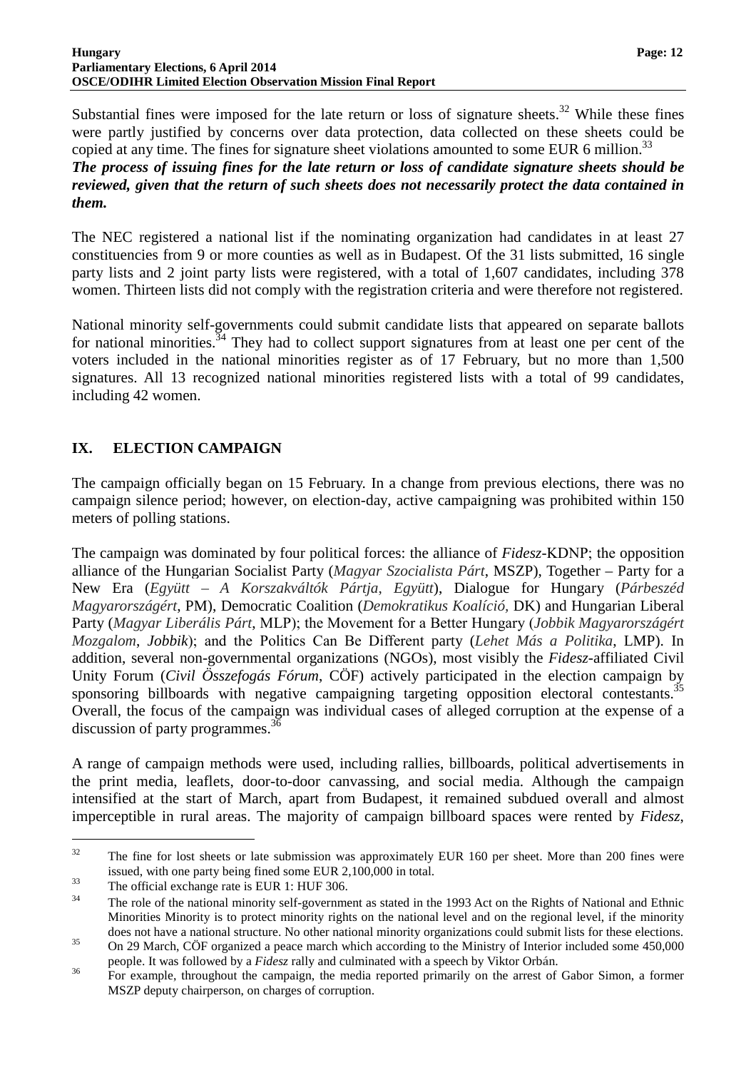Substantial fines were imposed for the late return or loss of signature sheets.[32] While these fines were partly justified by concerns over data protection, data collected on these sheets could be copied at any time. The fines for signature sheet violations amounted to some EUR 6 million.[33]

***The process of issuing fines for the late return or loss of candidate signature sheets should be reviewed, given that the return of such sheets does not necessarily protect the data contained in them.***

The NEC registered a national list if the nominating organization had candidates in at least 27 constituencies from 9 or more counties as well as in Budapest. Of the 31 lists submitted, 16 single party lists and 2 joint party lists were registered, with a total of 1,607 candidates, including 378 women. Thirteen lists did not comply with the registration criteria and were therefore not registered.

National minority self-governments could submit candidate lists that appeared on separate ballots for national minorities.[34] They had to collect support signatures from at least one per cent of the voters included in the national minorities register as of 17 February, but no more than 1,500 signatures. All 13 recognized national minorities registered lists with a total of 99 candidates, including 42 women.

## IX. ELECTION CAMPAIGN

The campaign officially began on 15 February. In a change from previous elections, there was no campaign silence period; however, on election-day, active campaigning was prohibited within 150 meters of polling stations.

The campaign was dominated by four political forces: the alliance of *Fidesz*-KDNP; the opposition alliance of the Hungarian Socialist Party (*Magyar Szocialista Párt*, MSZP), Together – Party for a New Era (*Együtt – A Korszakváltók Pártja*, *Együtt*), Dialogue for Hungary (*Párbeszéd Magyarországért*, PM), Democratic Coalition (*Demokratikus Koalíció,* DK) and Hungarian Liberal Party (*Magyar Liberális Párt*, MLP); the Movement for a Better Hungary (*Jobbik Magyarországért Mozgalom*, *Jobbik*); and the Politics Can Be Different party (*Lehet Más a Politika*, LMP). In addition, several non-governmental organizations (NGOs), most visibly the *Fidesz*-affiliated Civil Unity Forum (*Civil Összefogás Fórum*, CÖF) actively participated in the election campaign by sponsoring billboards with negative campaigning targeting opposition electoral contestants.[35] Overall, the focus of the campaign was individual cases of alleged corruption at the expense of a discussion of party programmes.[36]

A range of campaign methods were used, including rallies, billboards, political advertisements in the print media, leaflets, door-to-door canvassing, and social media. Although the campaign intensified at the start of March, apart from Budapest, it remained subdued overall and almost imperceptible in rural areas. The majority of campaign billboard spaces were rented by *Fidesz*,

---

[32] The fine for lost sheets or late submission was approximately EUR 160 per sheet. More than 200 fines were issued, with one party being fined some EUR 2,100,000 in total.

[33] The official exchange rate is EUR 1: HUF 306.

[34] The role of the national minority self-government as stated in the 1993 Act on the Rights of National and Ethnic Minorities Minority is to protect minority rights on the national level and on the regional level, if the minority does not have a national structure. No other national minority organizations could submit lists for these elections.

[35] On 29 March, CÖF organized a peace march which according to the Ministry of Interior included some 450,000 people. It was followed by a *Fidesz* rally and culminated with a speech by Viktor Orbán.

[36] For example, throughout the campaign, the media reported primarily on the arrest of Gabor Simon, a former MSZP deputy chairperson, on charges of corruption.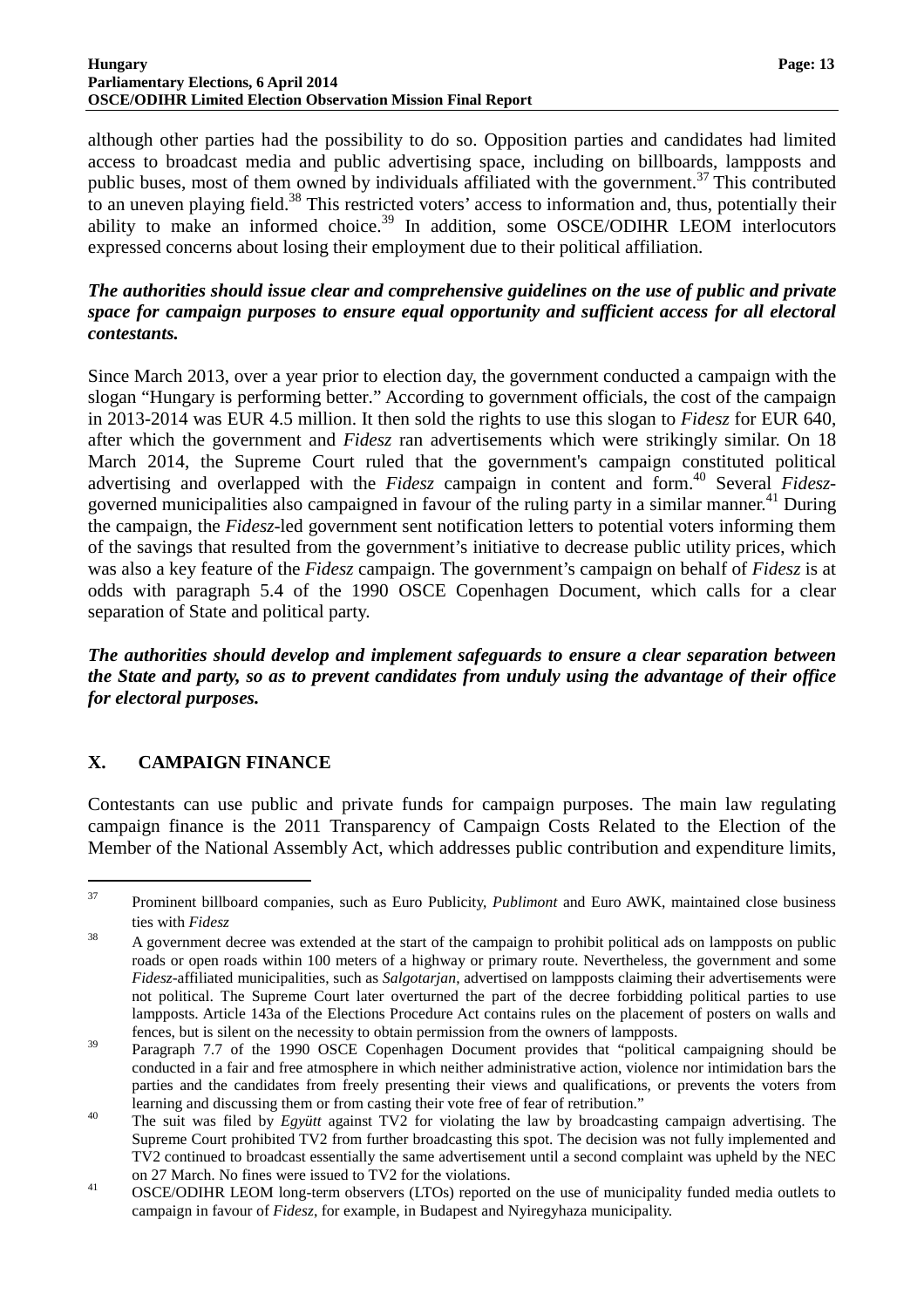although other parties had the possibility to do so. Opposition parties and candidates had limited access to broadcast media and public advertising space, including on billboards, lampposts and public buses, most of them owned by individuals affiliated with the government.[37] This contributed to an uneven playing field.[38] This restricted voters' access to information and, thus, potentially their ability to make an informed choice.[39] In addition, some OSCE/ODIHR LEOM interlocutors expressed concerns about losing their employment due to their political affiliation.

***The authorities should issue clear and comprehensive guidelines on the use of public and private space for campaign purposes to ensure equal opportunity and sufficient access for all electoral contestants.***

Since March 2013, over a year prior to election day, the government conducted a campaign with the slogan "Hungary is performing better." According to government officials, the cost of the campaign in 2013-2014 was EUR 4.5 million. It then sold the rights to use this slogan to *Fidesz* for EUR 640, after which the government and *Fidesz* ran advertisements which were strikingly similar. On 18 March 2014, the Supreme Court ruled that the government's campaign constituted political advertising and overlapped with the *Fidesz* campaign in content and form.[40] Several *Fidesz*-governed municipalities also campaigned in favour of the ruling party in a similar manner.[41] During the campaign, the *Fidesz*-led government sent notification letters to potential voters informing them of the savings that resulted from the government's initiative to decrease public utility prices, which was also a key feature of the *Fidesz* campaign. The government's campaign on behalf of *Fidesz* is at odds with paragraph 5.4 of the 1990 OSCE Copenhagen Document, which calls for a clear separation of State and political party.

***The authorities should develop and implement safeguards to ensure a clear separation between the State and party, so as to prevent candidates from unduly using the advantage of their office for electoral purposes.***

## X. CAMPAIGN FINANCE

Contestants can use public and private funds for campaign purposes. The main law regulating campaign finance is the 2011 Transparency of Campaign Costs Related to the Election of the Member of the National Assembly Act, which addresses public contribution and expenditure limits,

---

[37] Prominent billboard companies, such as Euro Publicity, *Publimont* and Euro AWK, maintained close business ties with *Fidesz*

[38] A government decree was extended at the start of the campaign to prohibit political ads on lampposts on public roads or open roads within 100 meters of a highway or primary route. Nevertheless, the government and some *Fidesz*-affiliated municipalities, such as *Salgotarjan*, advertised on lampposts claiming their advertisements were not political. The Supreme Court later overturned the part of the decree forbidding political parties to use lampposts. Article 143a of the Elections Procedure Act contains rules on the placement of posters on walls and fences, but is silent on the necessity to obtain permission from the owners of lampposts.

[39] Paragraph 7.7 of the 1990 OSCE Copenhagen Document provides that "political campaigning should be conducted in a fair and free atmosphere in which neither administrative action, violence nor intimidation bars the parties and the candidates from freely presenting their views and qualifications, or prevents the voters from learning and discussing them or from casting their vote free of fear of retribution."

[40] The suit was filed by *Együtt* against TV2 for violating the law by broadcasting campaign advertising. The Supreme Court prohibited TV2 from further broadcasting this spot. The decision was not fully implemented and TV2 continued to broadcast essentially the same advertisement until a second complaint was upheld by the NEC on 27 March. No fines were issued to TV2 for the violations.

[41] OSCE/ODIHR LEOM long-term observers (LTOs) reported on the use of municipality funded media outlets to campaign in favour of *Fidesz*, for example, in Budapest and Nyiregyhaza municipality.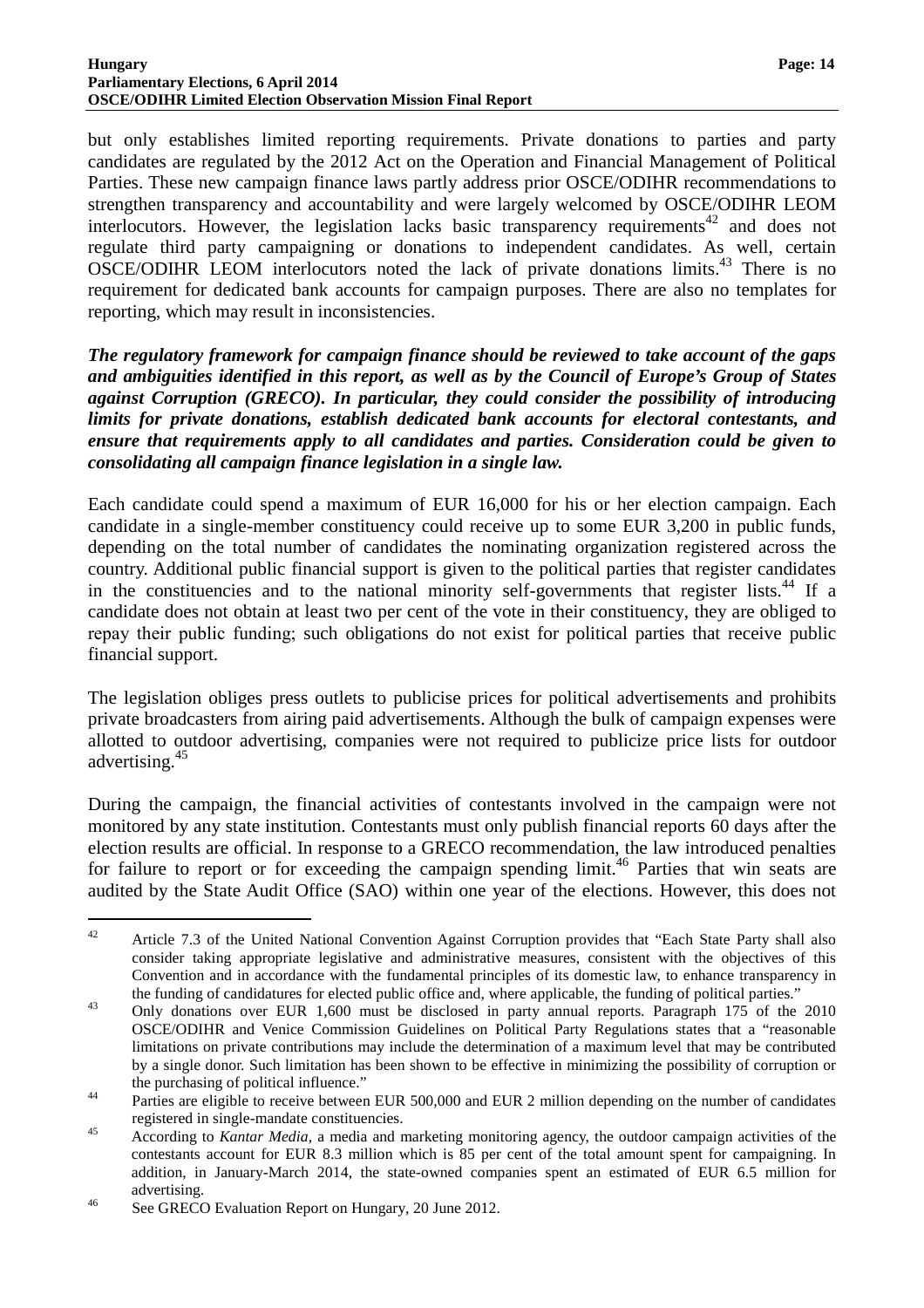but only establishes limited reporting requirements. Private donations to parties and party candidates are regulated by the 2012 Act on the Operation and Financial Management of Political Parties. These new campaign finance laws partly address prior OSCE/ODIHR recommendations to strengthen transparency and accountability and were largely welcomed by OSCE/ODIHR LEOM interlocutors. However, the legislation lacks basic transparency requirements[42] and does not regulate third party campaigning or donations to independent candidates. As well, certain OSCE/ODIHR LEOM interlocutors noted the lack of private donations limits.[43] There is no requirement for dedicated bank accounts for campaign purposes. There are also no templates for reporting, which may result in inconsistencies.

***The regulatory framework for campaign finance should be reviewed to take account of the gaps and ambiguities identified in this report, as well as by the Council of Europe's Group of States against Corruption (GRECO). In particular, they could consider the possibility of introducing limits for private donations, establish dedicated bank accounts for electoral contestants, and ensure that requirements apply to all candidates and parties. Consideration could be given to consolidating all campaign finance legislation in a single law.***

Each candidate could spend a maximum of EUR 16,000 for his or her election campaign. Each candidate in a single-member constituency could receive up to some EUR 3,200 in public funds, depending on the total number of candidates the nominating organization registered across the country. Additional public financial support is given to the political parties that register candidates in the constituencies and to the national minority self-governments that register lists.[44] If a candidate does not obtain at least two per cent of the vote in their constituency, they are obliged to repay their public funding; such obligations do not exist for political parties that receive public financial support.

The legislation obliges press outlets to publicise prices for political advertisements and prohibits private broadcasters from airing paid advertisements. Although the bulk of campaign expenses were allotted to outdoor advertising, companies were not required to publicize price lists for outdoor advertising.[45]

During the campaign, the financial activities of contestants involved in the campaign were not monitored by any state institution. Contestants must only publish financial reports 60 days after the election results are official. In response to a GRECO recommendation, the law introduced penalties for failure to report or for exceeding the campaign spending limit.[46] Parties that win seats are audited by the State Audit Office (SAO) within one year of the elections. However, this does not

---

[42] Article 7.3 of the United National Convention Against Corruption provides that "Each State Party shall also consider taking appropriate legislative and administrative measures, consistent with the objectives of this Convention and in accordance with the fundamental principles of its domestic law, to enhance transparency in the funding of candidatures for elected public office and, where applicable, the funding of political parties."

[43] Only donations over EUR 1,600 must be disclosed in party annual reports. Paragraph 175 of the 2010 OSCE/ODIHR and Venice Commission Guidelines on Political Party Regulations states that a "reasonable limitations on private contributions may include the determination of a maximum level that may be contributed by a single donor. Such limitation has been shown to be effective in minimizing the possibility of corruption or the purchasing of political influence."

[44] Parties are eligible to receive between EUR 500,000 and EUR 2 million depending on the number of candidates registered in single-mandate constituencies.

[45] According to *Kantar Media*, a media and marketing monitoring agency, the outdoor campaign activities of the contestants account for EUR 8.3 million which is 85 per cent of the total amount spent for campaigning. In addition, in January-March 2014, the state-owned companies spent an estimated of EUR 6.5 million for advertising.

[46] See GRECO Evaluation Report on Hungary, 20 June 2012.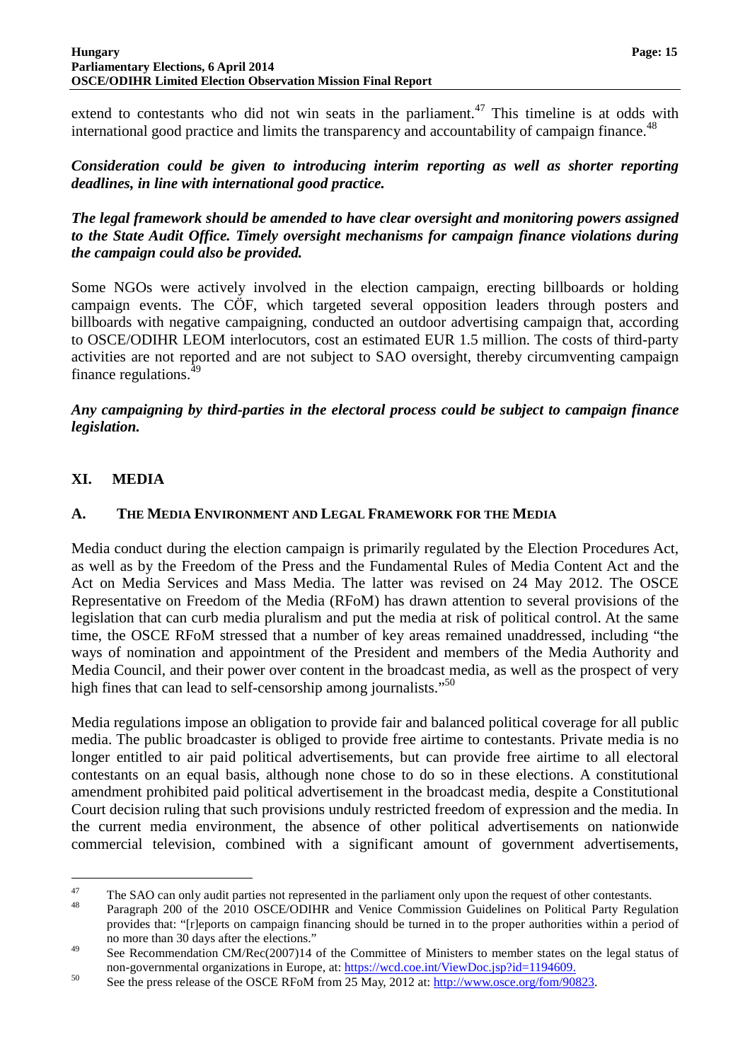extend to contestants who did not win seats in the parliament.[47] This timeline is at odds with international good practice and limits the transparency and accountability of campaign finance.[48]

***Consideration could be given to introducing interim reporting as well as shorter reporting deadlines, in line with international good practice.***

***The legal framework should be amended to have clear oversight and monitoring powers assigned to the State Audit Office. Timely oversight mechanisms for campaign finance violations during the campaign could also be provided.***

Some NGOs were actively involved in the election campaign, erecting billboards or holding campaign events. The CÖF, which targeted several opposition leaders through posters and billboards with negative campaigning, conducted an outdoor advertising campaign that, according to OSCE/ODIHR LEOM interlocutors, cost an estimated EUR 1.5 million. The costs of third-party activities are not reported and are not subject to SAO oversight, thereby circumventing campaign finance regulations.[49]

***Any campaigning by third-parties in the electoral process could be subject to campaign finance legislation.***

## XI. MEDIA

### A. THE MEDIA ENVIRONMENT AND LEGAL FRAMEWORK FOR THE MEDIA

Media conduct during the election campaign is primarily regulated by the Election Procedures Act, as well as by the Freedom of the Press and the Fundamental Rules of Media Content Act and the Act on Media Services and Mass Media. The latter was revised on 24 May 2012. The OSCE Representative on Freedom of the Media (RFoM) has drawn attention to several provisions of the legislation that can curb media pluralism and put the media at risk of political control. At the same time, the OSCE RFoM stressed that a number of key areas remained unaddressed, including "the ways of nomination and appointment of the President and members of the Media Authority and Media Council, and their power over content in the broadcast media, as well as the prospect of very high fines that can lead to self-censorship among journalists."[50]

Media regulations impose an obligation to provide fair and balanced political coverage for all public media. The public broadcaster is obliged to provide free airtime to contestants. Private media is no longer entitled to air paid political advertisements, but can provide free airtime to all electoral contestants on an equal basis, although none chose to do so in these elections. A constitutional amendment prohibited paid political advertisement in the broadcast media, despite a Constitutional Court decision ruling that such provisions unduly restricted freedom of expression and the media. In the current media environment, the absence of other political advertisements on nationwide commercial television, combined with a significant amount of government advertisements,

---

[47] The SAO can only audit parties not represented in the parliament only upon the request of other contestants.

[48] Paragraph 200 of the 2010 OSCE/ODIHR and Venice Commission Guidelines on Political Party Regulation provides that: "[r]eports on campaign financing should be turned in to the proper authorities within a period of no more than 30 days after the elections."

[49] See Recommendation CM/Rec(2007)14 of the Committee of Ministers to member states on the legal status of non-governmental organizations in Europe, at: https://wcd.coe.int/ViewDoc.jsp?id=1194609.

[50] See the press release of the OSCE RFoM from 25 May, 2012 at: http://www.osce.org/fom/90823.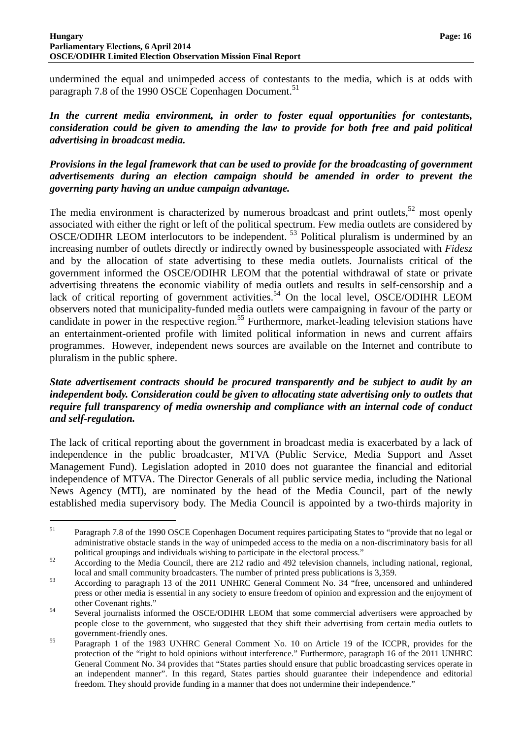undermined the equal and unimpeded access of contestants to the media, which is at odds with paragraph 7.8 of the 1990 OSCE Copenhagen Document.[51]

***In the current media environment, in order to foster equal opportunities for contestants, consideration could be given to amending the law to provide for both free and paid political advertising in broadcast media.***

***Provisions in the legal framework that can be used to provide for the broadcasting of government advertisements during an election campaign should be amended in order to prevent the governing party having an undue campaign advantage.***

The media environment is characterized by numerous broadcast and print outlets,[52] most openly associated with either the right or left of the political spectrum. Few media outlets are considered by OSCE/ODIHR LEOM interlocutors to be independent.[53] Political pluralism is undermined by an increasing number of outlets directly or indirectly owned by businesspeople associated with *Fidesz* and by the allocation of state advertising to these media outlets. Journalists critical of the government informed the OSCE/ODIHR LEOM that the potential withdrawal of state or private advertising threatens the economic viability of media outlets and results in self-censorship and a lack of critical reporting of government activities.[54] On the local level, OSCE/ODIHR LEOM observers noted that municipality-funded media outlets were campaigning in favour of the party or candidate in power in the respective region.[55] Furthermore, market-leading television stations have an entertainment-oriented profile with limited political information in news and current affairs programmes. However, independent news sources are available on the Internet and contribute to pluralism in the public sphere.

***State advertisement contracts should be procured transparently and be subject to audit by an independent body. Consideration could be given to allocating state advertising only to outlets that require full transparency of media ownership and compliance with an internal code of conduct and self-regulation.***

The lack of critical reporting about the government in broadcast media is exacerbated by a lack of independence in the public broadcaster, MTVA (Public Service, Media Support and Asset Management Fund). Legislation adopted in 2010 does not guarantee the financial and editorial independence of MTVA. The Director Generals of all public service media, including the National News Agency (MTI), are nominated by the head of the Media Council, part of the newly established media supervisory body. The Media Council is appointed by a two-thirds majority in

---

[51] Paragraph 7.8 of the 1990 OSCE Copenhagen Document requires participating States to "provide that no legal or administrative obstacle stands in the way of unimpeded access to the media on a non-discriminatory basis for all political groupings and individuals wishing to participate in the electoral process."

[52] According to the Media Council, there are 212 radio and 492 television channels, including national, regional, local and small community broadcasters. The number of printed press publications is 3,359.

[53] According to paragraph 13 of the 2011 UNHRC General Comment No. 34 "free, uncensored and unhindered press or other media is essential in any society to ensure freedom of opinion and expression and the enjoyment of other Covenant rights."

[54] Several journalists informed the OSCE/ODIHR LEOM that some commercial advertisers were approached by people close to the government, who suggested that they shift their advertising from certain media outlets to government-friendly ones.

[55] Paragraph 1 of the 1983 UNHRC General Comment No. 10 on Article 19 of the ICCPR, provides for the protection of the "right to hold opinions without interference." Furthermore, paragraph 16 of the 2011 UNHRC General Comment No. 34 provides that "States parties should ensure that public broadcasting services operate in an independent manner". In this regard, States parties should guarantee their independence and editorial freedom. They should provide funding in a manner that does not undermine their independence."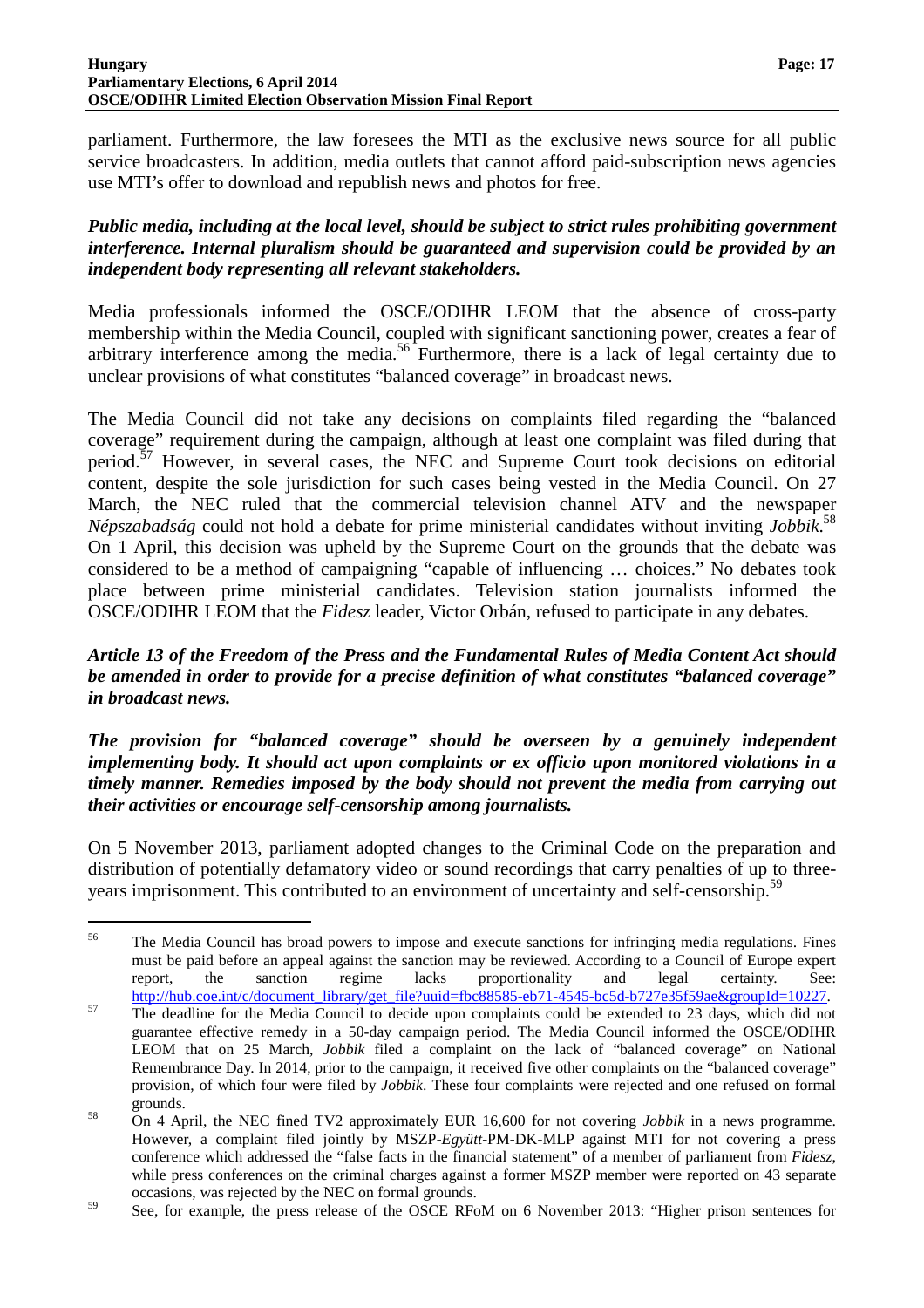parliament. Furthermore, the law foresees the MTI as the exclusive news source for all public service broadcasters. In addition, media outlets that cannot afford paid-subscription news agencies use MTI's offer to download and republish news and photos for free.

***Public media, including at the local level, should be subject to strict rules prohibiting government interference. Internal pluralism should be guaranteed and supervision could be provided by an independent body representing all relevant stakeholders.***

Media professionals informed the OSCE/ODIHR LEOM that the absence of cross-party membership within the Media Council, coupled with significant sanctioning power, creates a fear of arbitrary interference among the media.[56] Furthermore, there is a lack of legal certainty due to unclear provisions of what constitutes "balanced coverage" in broadcast news.

The Media Council did not take any decisions on complaints filed regarding the "balanced coverage" requirement during the campaign, although at least one complaint was filed during that period.[57] However, in several cases, the NEC and Supreme Court took decisions on editorial content, despite the sole jurisdiction for such cases being vested in the Media Council. On 27 March, the NEC ruled that the commercial television channel ATV and the newspaper *Népszabadság* could not hold a debate for prime ministerial candidates without inviting *Jobbik*.[58] On 1 April, this decision was upheld by the Supreme Court on the grounds that the debate was considered to be a method of campaigning "capable of influencing … choices." No debates took place between prime ministerial candidates. Television station journalists informed the OSCE/ODIHR LEOM that the *Fidesz* leader, Victor Orbán, refused to participate in any debates.

***Article 13 of the Freedom of the Press and the Fundamental Rules of Media Content Act should be amended in order to provide for a precise definition of what constitutes "balanced coverage" in broadcast news.***

***The provision for "balanced coverage" should be overseen by a genuinely independent implementing body. It should act upon complaints or ex officio upon monitored violations in a timely manner. Remedies imposed by the body should not prevent the media from carrying out their activities or encourage self-censorship among journalists.***

On 5 November 2013, parliament adopted changes to the Criminal Code on the preparation and distribution of potentially defamatory video or sound recordings that carry penalties of up to three-years imprisonment. This contributed to an environment of uncertainty and self-censorship.[59]

---

[56] The Media Council has broad powers to impose and execute sanctions for infringing media regulations. Fines must be paid before an appeal against the sanction may be reviewed. According to a Council of Europe expert report, the sanction regime lacks proportionality and legal certainty. See: http://hub.coe.int/c/document_library/get_file?uuid=fbc88585-eb71-4545-bc5d-b727e35f59ae&groupId=10227.

[57] The deadline for the Media Council to decide upon complaints could be extended to 23 days, which did not guarantee effective remedy in a 50-day campaign period. The Media Council informed the OSCE/ODIHR LEOM that on 25 March, *Jobbik* filed a complaint on the lack of "balanced coverage" on National Remembrance Day. In 2014, prior to the campaign, it received five other complaints on the "balanced coverage" provision, of which four were filed by *Jobbik*. These four complaints were rejected and one refused on formal grounds.

[58] On 4 April, the NEC fined TV2 approximately EUR 16,600 for not covering *Jobbik* in a news programme. However, a complaint filed jointly by MSZP-*Együtt*-PM-DK-MLP against MTI for not covering a press conference which addressed the "false facts in the financial statement" of a member of parliament from *Fidesz*, while press conferences on the criminal charges against a former MSZP member were reported on 43 separate occasions, was rejected by the NEC on formal grounds.

[59] See, for example, the press release of the OSCE RFoM on 6 November 2013: "Higher prison sentences for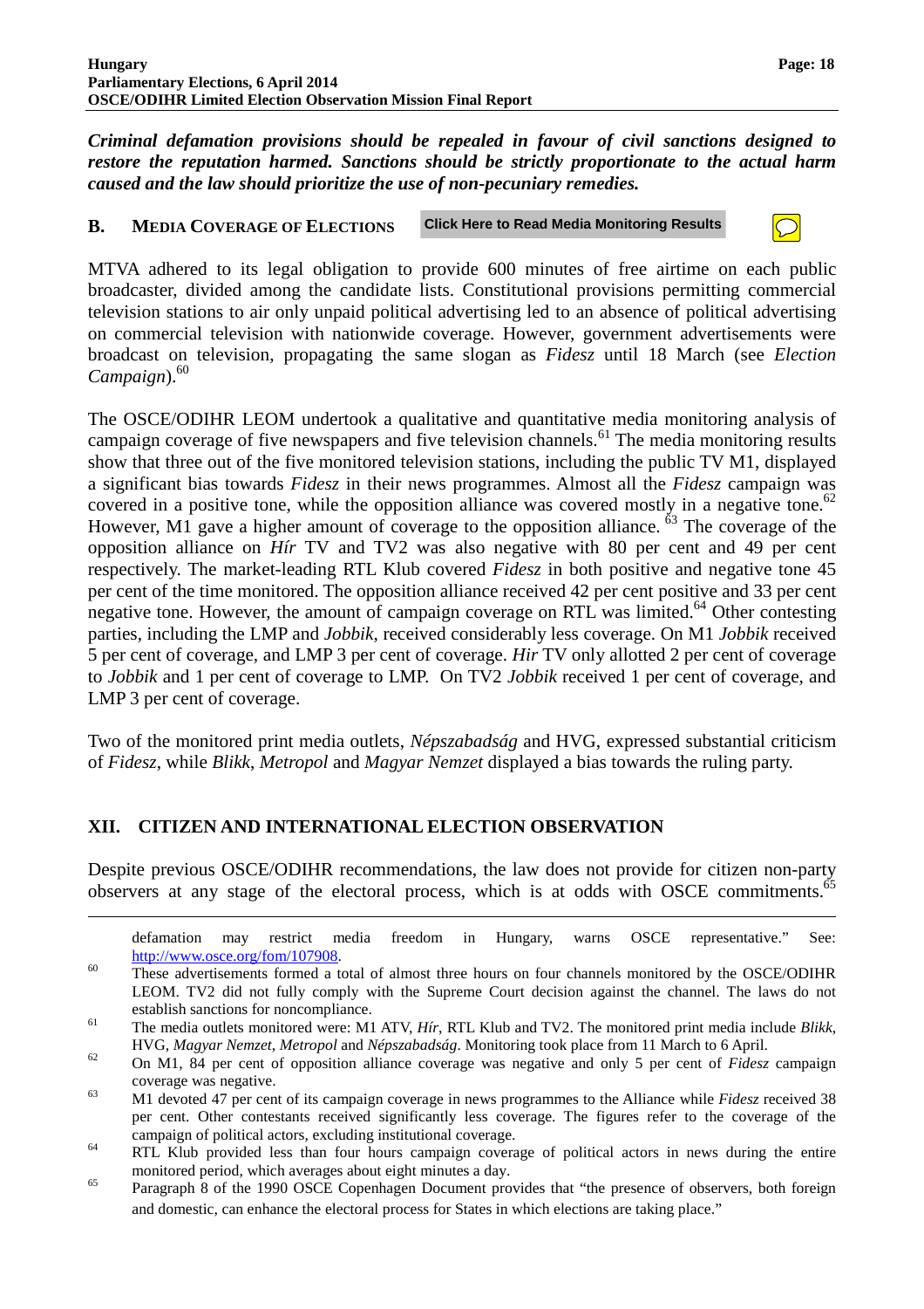***Criminal defamation provisions should be repealed in favour of civil sanctions designed to restore the reputation harmed. Sanctions should be strictly proportionate to the actual harm caused and the law should prioritize the use of non-pecuniary remedies.***

## B. MEDIA COVERAGE OF ELECTIONS

**Click Here to Read Media Monitoring Results**

MTVA adhered to its legal obligation to provide 600 minutes of free airtime on each public broadcaster, divided among the candidate lists. Constitutional provisions permitting commercial television stations to air only unpaid political advertising led to an absence of political advertising on commercial television with nationwide coverage. However, government advertisements were broadcast on television, propagating the same slogan as *Fidesz* until 18 March (see *Election Campaign*).[60]

The OSCE/ODIHR LEOM undertook a qualitative and quantitative media monitoring analysis of campaign coverage of five newspapers and five television channels.[61] The media monitoring results show that three out of the five monitored television stations, including the public TV M1, displayed a significant bias towards *Fidesz* in their news programmes. Almost all the *Fidesz* campaign was covered in a positive tone, while the opposition alliance was covered mostly in a negative tone.[62] However, M1 gave a higher amount of coverage to the opposition alliance. [63] The coverage of the opposition alliance on *Hír* TV and TV2 was also negative with 80 per cent and 49 per cent respectively. The market-leading RTL Klub covered *Fidesz* in both positive and negative tone 45 per cent of the time monitored. The opposition alliance received 42 per cent positive and 33 per cent negative tone. However, the amount of campaign coverage on RTL was limited.[64] Other contesting parties, including the LMP and *Jobbik*, received considerably less coverage. On M1 *Jobbik* received 5 per cent of coverage, and LMP 3 per cent of coverage. *Hir* TV only allotted 2 per cent of coverage to *Jobbik* and 1 per cent of coverage to LMP. On TV2 *Jobbik* received 1 per cent of coverage, and LMP 3 per cent of coverage.

Two of the monitored print media outlets, *Népszabadság* and HVG, expressed substantial criticism of *Fidesz*, while *Blikk*, *Metropol* and *Magyar Nemzet* displayed a bias towards the ruling party.

# XII. CITIZEN AND INTERNATIONAL ELECTION OBSERVATION

Despite previous OSCE/ODIHR recommendations, the law does not provide for citizen non-party observers at any stage of the electoral process, which is at odds with OSCE commitments.[65]

---

defamation may restrict media freedom in Hungary, warns OSCE representative." See: http://www.osce.org/fom/107908.

[60] These advertisements formed a total of almost three hours on four channels monitored by the OSCE/ODIHR LEOM. TV2 did not fully comply with the Supreme Court decision against the channel. The laws do not establish sanctions for noncompliance.

[61] The media outlets monitored were: M1 ATV, *Hír*, RTL Klub and TV2. The monitored print media include *Blikk*, HVG, *Magyar Nemzet*, *Metropol* and *Népszabadság*. Monitoring took place from 11 March to 6 April.

[62] On M1, 84 per cent of opposition alliance coverage was negative and only 5 per cent of *Fidesz* campaign coverage was negative.

[63] M1 devoted 47 per cent of its campaign coverage in news programmes to the Alliance while *Fidesz* received 38 per cent. Other contestants received significantly less coverage. The figures refer to the coverage of the campaign of political actors, excluding institutional coverage.

[64] RTL Klub provided less than four hours campaign coverage of political actors in news during the entire monitored period, which averages about eight minutes a day.

[65] Paragraph 8 of the 1990 OSCE Copenhagen Document provides that "the presence of observers, both foreign and domestic, can enhance the electoral process for States in which elections are taking place."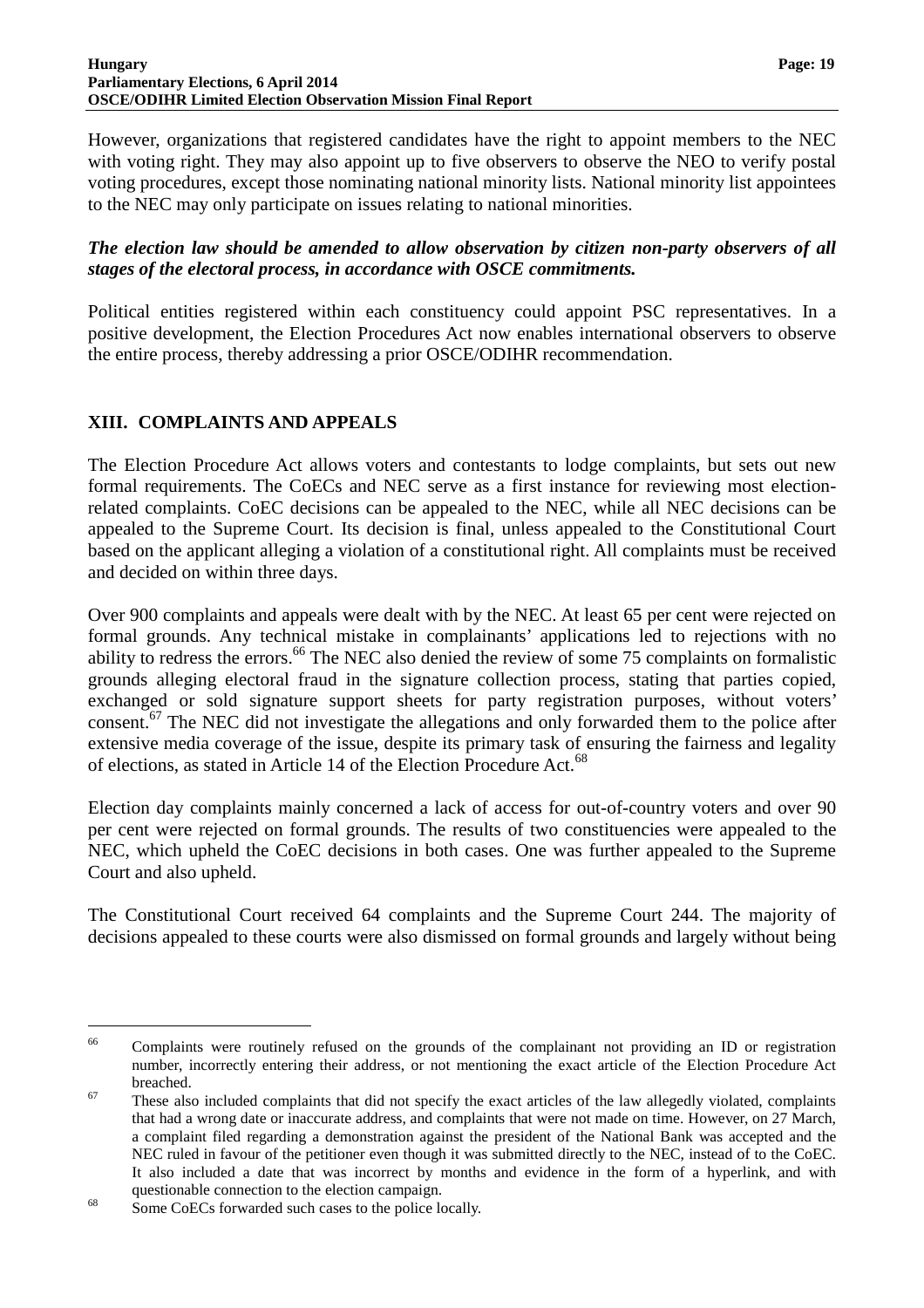However, organizations that registered candidates have the right to appoint members to the NEC with voting right. They may also appoint up to five observers to observe the NEO to verify postal voting procedures, except those nominating national minority lists. National minority list appointees to the NEC may only participate on issues relating to national minorities.

***The election law should be amended to allow observation by citizen non-party observers of all stages of the electoral process, in accordance with OSCE commitments.***

Political entities registered within each constituency could appoint PSC representatives. In a positive development, the Election Procedures Act now enables international observers to observe the entire process, thereby addressing a prior OSCE/ODIHR recommendation.

## XIII. COMPLAINTS AND APPEALS

The Election Procedure Act allows voters and contestants to lodge complaints, but sets out new formal requirements. The CoECs and NEC serve as a first instance for reviewing most election-related complaints. CoEC decisions can be appealed to the NEC, while all NEC decisions can be appealed to the Supreme Court. Its decision is final, unless appealed to the Constitutional Court based on the applicant alleging a violation of a constitutional right. All complaints must be received and decided on within three days.

Over 900 complaints and appeals were dealt with by the NEC. At least 65 per cent were rejected on formal grounds. Any technical mistake in complainants' applications led to rejections with no ability to redress the errors.[66] The NEC also denied the review of some 75 complaints on formalistic grounds alleging electoral fraud in the signature collection process, stating that parties copied, exchanged or sold signature support sheets for party registration purposes, without voters' consent.[67] The NEC did not investigate the allegations and only forwarded them to the police after extensive media coverage of the issue, despite its primary task of ensuring the fairness and legality of elections, as stated in Article 14 of the Election Procedure Act.[68]

Election day complaints mainly concerned a lack of access for out-of-country voters and over 90 per cent were rejected on formal grounds. The results of two constituencies were appealed to the NEC, which upheld the CoEC decisions in both cases. One was further appealed to the Supreme Court and also upheld.

The Constitutional Court received 64 complaints and the Supreme Court 244. The majority of decisions appealed to these courts were also dismissed on formal grounds and largely without being

---

[66] Complaints were routinely refused on the grounds of the complainant not providing an ID or registration number, incorrectly entering their address, or not mentioning the exact article of the Election Procedure Act breached.

[67] These also included complaints that did not specify the exact articles of the law allegedly violated, complaints that had a wrong date or inaccurate address, and complaints that were not made on time. However, on 27 March, a complaint filed regarding a demonstration against the president of the National Bank was accepted and the NEC ruled in favour of the petitioner even though it was submitted directly to the NEC, instead of to the CoEC. It also included a date that was incorrect by months and evidence in the form of a hyperlink, and with questionable connection to the election campaign.

[68] Some CoECs forwarded such cases to the police locally.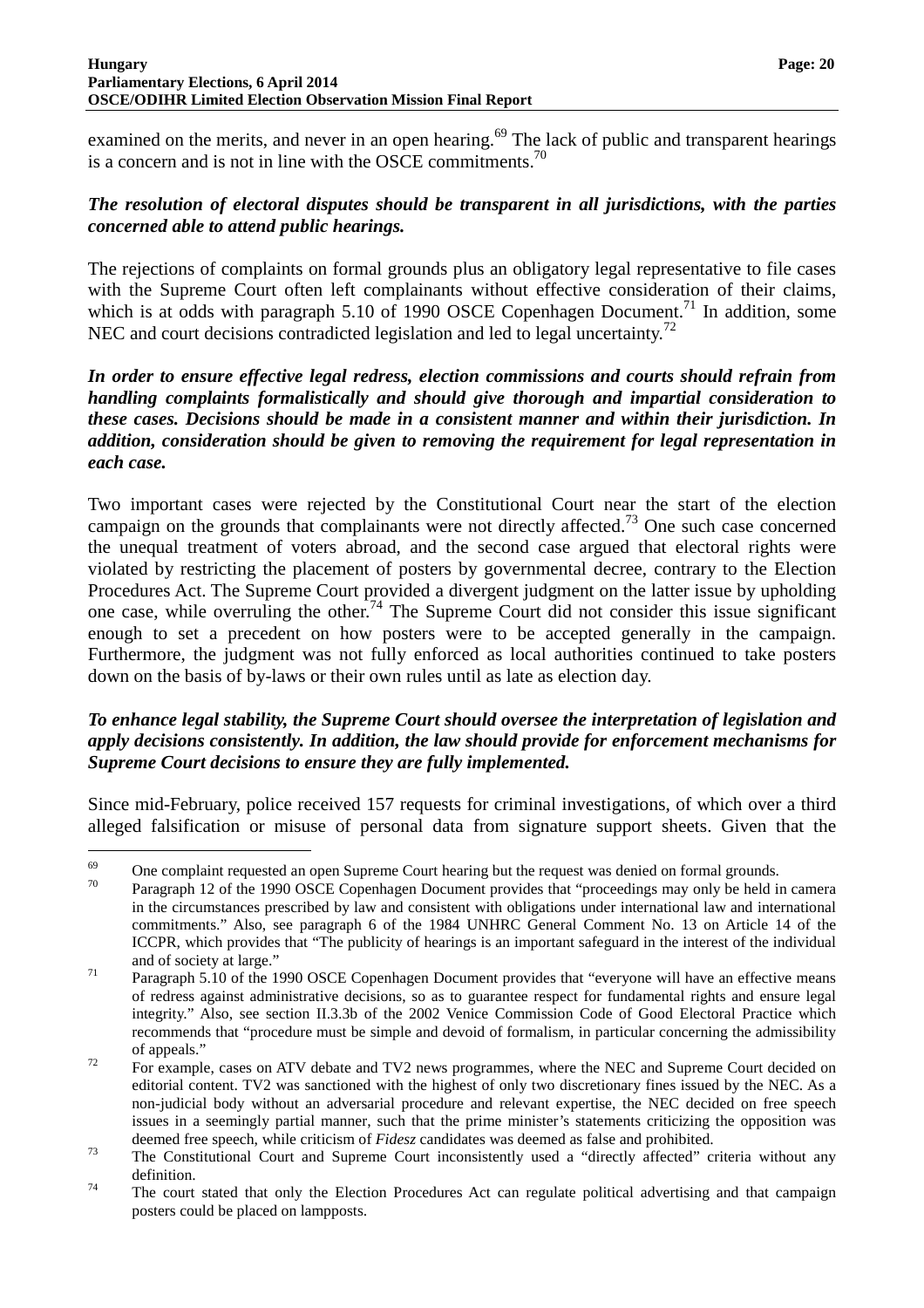examined on the merits, and never in an open hearing.[69] The lack of public and transparent hearings is a concern and is not in line with the OSCE commitments.[70]

***The resolution of electoral disputes should be transparent in all jurisdictions, with the parties concerned able to attend public hearings.***

The rejections of complaints on formal grounds plus an obligatory legal representative to file cases with the Supreme Court often left complainants without effective consideration of their claims, which is at odds with paragraph 5.10 of 1990 OSCE Copenhagen Document.[71] In addition, some NEC and court decisions contradicted legislation and led to legal uncertainty.[72]

***In order to ensure effective legal redress, election commissions and courts should refrain from handling complaints formalistically and should give thorough and impartial consideration to these cases. Decisions should be made in a consistent manner and within their jurisdiction. In addition, consideration should be given to removing the requirement for legal representation in each case.***

Two important cases were rejected by the Constitutional Court near the start of the election campaign on the grounds that complainants were not directly affected.[73] One such case concerned the unequal treatment of voters abroad, and the second case argued that electoral rights were violated by restricting the placement of posters by governmental decree, contrary to the Election Procedures Act. The Supreme Court provided a divergent judgment on the latter issue by upholding one case, while overruling the other.[74] The Supreme Court did not consider this issue significant enough to set a precedent on how posters were to be accepted generally in the campaign. Furthermore, the judgment was not fully enforced as local authorities continued to take posters down on the basis of by-laws or their own rules until as late as election day.

***To enhance legal stability, the Supreme Court should oversee the interpretation of legislation and apply decisions consistently. In addition, the law should provide for enforcement mechanisms for Supreme Court decisions to ensure they are fully implemented.***

Since mid-February, police received 157 requests for criminal investigations, of which over a third alleged falsification or misuse of personal data from signature support sheets. Given that the

---

[69] One complaint requested an open Supreme Court hearing but the request was denied on formal grounds.

[70] Paragraph 12 of the 1990 OSCE Copenhagen Document provides that "proceedings may only be held in camera in the circumstances prescribed by law and consistent with obligations under international law and international commitments." Also, see paragraph 6 of the 1984 UNHRC General Comment No. 13 on Article 14 of the ICCPR, which provides that "The publicity of hearings is an important safeguard in the interest of the individual and of society at large."

[71] Paragraph 5.10 of the 1990 OSCE Copenhagen Document provides that "everyone will have an effective means of redress against administrative decisions, so as to guarantee respect for fundamental rights and ensure legal integrity." Also, see section II.3.3b of the 2002 Venice Commission Code of Good Electoral Practice which recommends that "procedure must be simple and devoid of formalism, in particular concerning the admissibility of appeals."

[72] For example, cases on ATV debate and TV2 news programmes, where the NEC and Supreme Court decided on editorial content. TV2 was sanctioned with the highest of only two discretionary fines issued by the NEC. As a non-judicial body without an adversarial procedure and relevant expertise, the NEC decided on free speech issues in a seemingly partial manner, such that the prime minister's statements criticizing the opposition was deemed free speech, while criticism of *Fidesz* candidates was deemed as false and prohibited.

[73] The Constitutional Court and Supreme Court inconsistently used a "directly affected" criteria without any definition.

[74] The court stated that only the Election Procedures Act can regulate political advertising and that campaign posters could be placed on lampposts.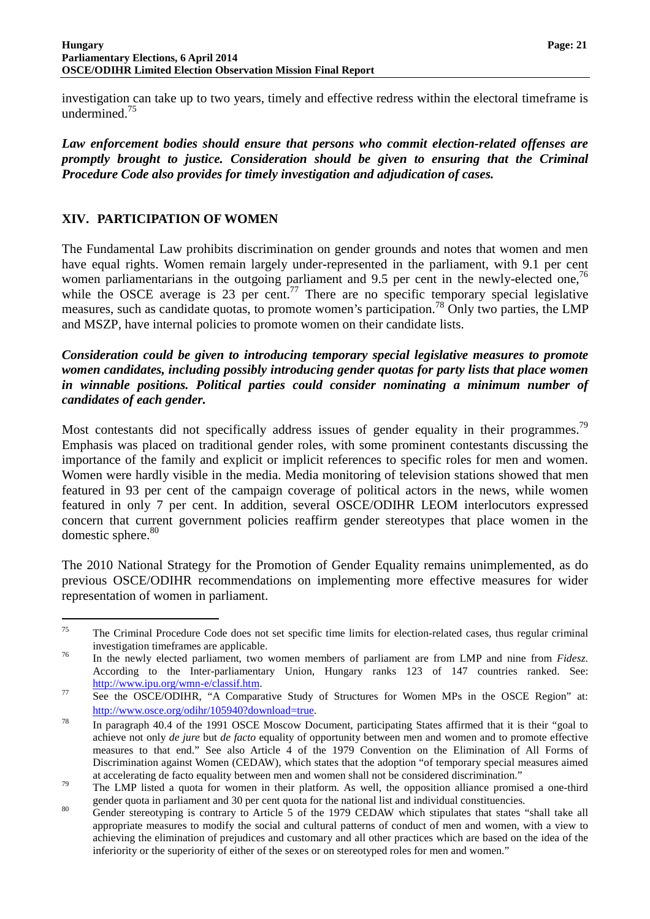investigation can take up to two years, timely and effective redress within the electoral timeframe is undermined.[75]

***Law enforcement bodies should ensure that persons who commit election-related offenses are promptly brought to justice. Consideration should be given to ensuring that the Criminal Procedure Code also provides for timely investigation and adjudication of cases.***

## XIV. PARTICIPATION OF WOMEN

The Fundamental Law prohibits discrimination on gender grounds and notes that women and men have equal rights. Women remain largely under-represented in the parliament, with 9.1 per cent women parliamentarians in the outgoing parliament and 9.5 per cent in the newly-elected one,[76] while the OSCE average is 23 per cent.[77] There are no specific temporary special legislative measures, such as candidate quotas, to promote women's participation.[78] Only two parties, the LMP and MSZP, have internal policies to promote women on their candidate lists.

***Consideration could be given to introducing temporary special legislative measures to promote women candidates, including possibly introducing gender quotas for party lists that place women in winnable positions. Political parties could consider nominating a minimum number of candidates of each gender.***

Most contestants did not specifically address issues of gender equality in their programmes.[79] Emphasis was placed on traditional gender roles, with some prominent contestants discussing the importance of the family and explicit or implicit references to specific roles for men and women. Women were hardly visible in the media. Media monitoring of television stations showed that men featured in 93 per cent of the campaign coverage of political actors in the news, while women featured in only 7 per cent. In addition, several OSCE/ODIHR LEOM interlocutors expressed concern that current government policies reaffirm gender stereotypes that place women in the domestic sphere.[80]

The 2010 National Strategy for the Promotion of Gender Equality remains unimplemented, as do previous OSCE/ODIHR recommendations on implementing more effective measures for wider representation of women in parliament.

---

[75] The Criminal Procedure Code does not set specific time limits for election-related cases, thus regular criminal investigation timeframes are applicable.

[76] In the newly elected parliament, two women members of parliament are from LMP and nine from *Fidesz*. According to the Inter-parliamentary Union, Hungary ranks 123 of 147 countries ranked. See: http://www.ipu.org/wmn-e/classif.htm.

[77] See the OSCE/ODIHR, "A Comparative Study of Structures for Women MPs in the OSCE Region" at: http://www.osce.org/odihr/105940?download=true.

[78] In paragraph 40.4 of the 1991 OSCE Moscow Document, participating States affirmed that it is their "goal to achieve not only *de jure* but *de facto* equality of opportunity between men and women and to promote effective measures to that end." See also Article 4 of the 1979 Convention on the Elimination of All Forms of Discrimination against Women (CEDAW), which states that the adoption "of temporary special measures aimed at accelerating de facto equality between men and women shall not be considered discrimination."

[79] The LMP listed a quota for women in their platform. As well, the opposition alliance promised a one-third gender quota in parliament and 30 per cent quota for the national list and individual constituencies.

[80] Gender stereotyping is contrary to Article 5 of the 1979 CEDAW which stipulates that states "shall take all appropriate measures to modify the social and cultural patterns of conduct of men and women, with a view to achieving the elimination of prejudices and customary and all other practices which are based on the idea of the inferiority or the superiority of either of the sexes or on stereotyped roles for men and women."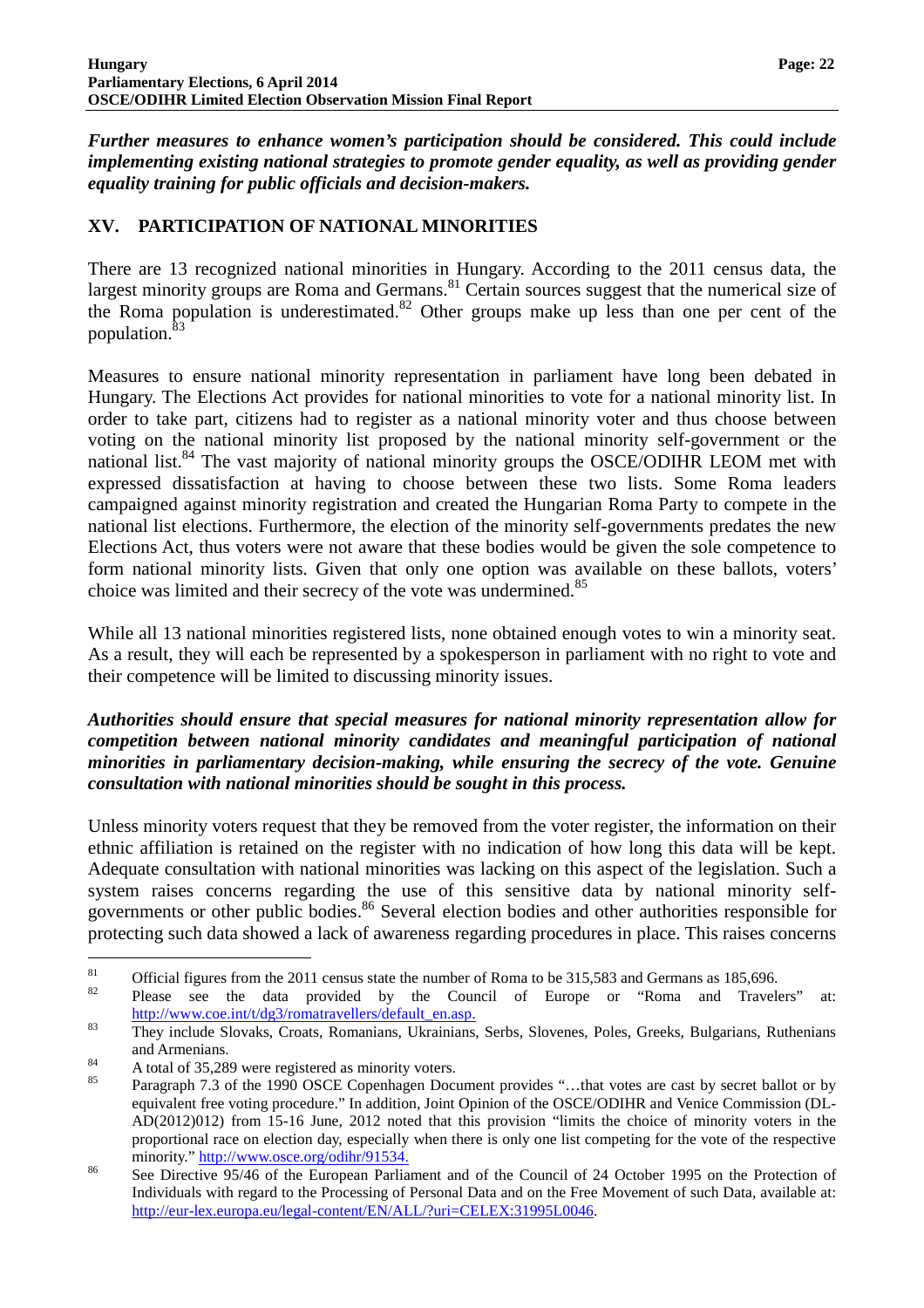***Further measures to enhance women's participation should be considered. This could include implementing existing national strategies to promote gender equality, as well as providing gender equality training for public officials and decision-makers.***

## XV. PARTICIPATION OF NATIONAL MINORITIES

There are 13 recognized national minorities in Hungary. According to the 2011 census data, the largest minority groups are Roma and Germans.[81] Certain sources suggest that the numerical size of the Roma population is underestimated.[82] Other groups make up less than one per cent of the population.[83]

Measures to ensure national minority representation in parliament have long been debated in Hungary. The Elections Act provides for national minorities to vote for a national minority list. In order to take part, citizens had to register as a national minority voter and thus choose between voting on the national minority list proposed by the national minority self-government or the national list.[84] The vast majority of national minority groups the OSCE/ODIHR LEOM met with expressed dissatisfaction at having to choose between these two lists. Some Roma leaders campaigned against minority registration and created the Hungarian Roma Party to compete in the national list elections. Furthermore, the election of the minority self-governments predates the new Elections Act, thus voters were not aware that these bodies would be given the sole competence to form national minority lists. Given that only one option was available on these ballots, voters' choice was limited and their secrecy of the vote was undermined.[85]

While all 13 national minorities registered lists, none obtained enough votes to win a minority seat. As a result, they will each be represented by a spokesperson in parliament with no right to vote and their competence will be limited to discussing minority issues.

***Authorities should ensure that special measures for national minority representation allow for competition between national minority candidates and meaningful participation of national minorities in parliamentary decision-making, while ensuring the secrecy of the vote. Genuine consultation with national minorities should be sought in this process.***

Unless minority voters request that they be removed from the voter register, the information on their ethnic affiliation is retained on the register with no indication of how long this data will be kept. Adequate consultation with national minorities was lacking on this aspect of the legislation. Such a system raises concerns regarding the use of this sensitive data by national minority self-governments or other public bodies.[86] Several election bodies and other authorities responsible for protecting such data showed a lack of awareness regarding procedures in place. This raises concerns

---

[81] Official figures from the 2011 census state the number of Roma to be 315,583 and Germans as 185,696.

[82] Please see the data provided by the Council of Europe or "Roma and Travelers" at: http://www.coe.int/t/dg3/romatravellers/default_en.asp.

[83] They include Slovaks, Croats, Romanians, Ukrainians, Serbs, Slovenes, Poles, Greeks, Bulgarians, Ruthenians and Armenians.

[84] A total of 35,289 were registered as minority voters.

[85] Paragraph 7.3 of the 1990 OSCE Copenhagen Document provides "…that votes are cast by secret ballot or by equivalent free voting procedure." In addition, Joint Opinion of the OSCE/ODIHR and Venice Commission (DL-AD(2012)012) from 15-16 June, 2012 noted that this provision "limits the choice of minority voters in the proportional race on election day, especially when there is only one list competing for the vote of the respective minority." http://www.osce.org/odihr/91534.

[86] See Directive 95/46 of the European Parliament and of the Council of 24 October 1995 on the Protection of Individuals with regard to the Processing of Personal Data and on the Free Movement of such Data, available at: http://eur-lex.europa.eu/legal-content/EN/ALL/?uri=CELEX:31995L0046.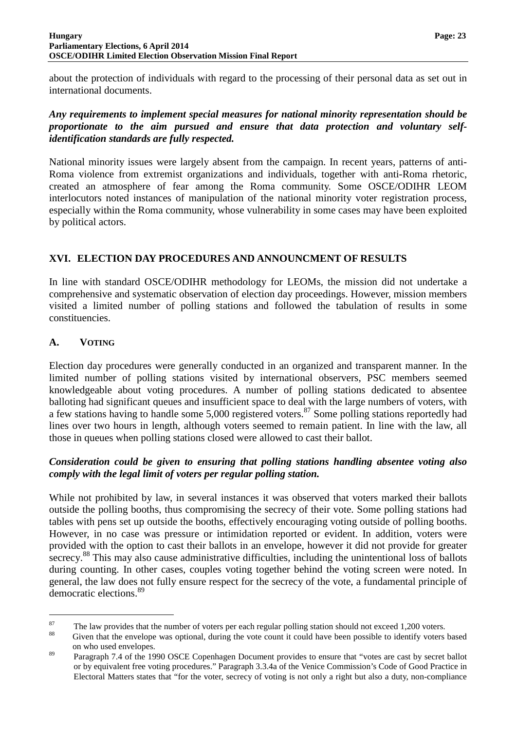about the protection of individuals with regard to the processing of their personal data as set out in international documents.

***Any requirements to implement special measures for national minority representation should be proportionate to the aim pursued and ensure that data protection and voluntary self-identification standards are fully respected.***

National minority issues were largely absent from the campaign. In recent years, patterns of anti-Roma violence from extremist organizations and individuals, together with anti-Roma rhetoric, created an atmosphere of fear among the Roma community. Some OSCE/ODIHR LEOM interlocutors noted instances of manipulation of the national minority voter registration process, especially within the Roma community, whose vulnerability in some cases may have been exploited by political actors.

## XVI. ELECTION DAY PROCEDURES AND ANNOUNCMENT OF RESULTS

In line with standard OSCE/ODIHR methodology for LEOMs, the mission did not undertake a comprehensive and systematic observation of election day proceedings. However, mission members visited a limited number of polling stations and followed the tabulation of results in some constituencies.

### A. VOTING

Election day procedures were generally conducted in an organized and transparent manner. In the limited number of polling stations visited by international observers, PSC members seemed knowledgeable about voting procedures. A number of polling stations dedicated to absentee balloting had significant queues and insufficient space to deal with the large numbers of voters, with a few stations having to handle some 5,000 registered voters.[87] Some polling stations reportedly had lines over two hours in length, although voters seemed to remain patient. In line with the law, all those in queues when polling stations closed were allowed to cast their ballot.

***Consideration could be given to ensuring that polling stations handling absentee voting also comply with the legal limit of voters per regular polling station.***

While not prohibited by law, in several instances it was observed that voters marked their ballots outside the polling booths, thus compromising the secrecy of their vote. Some polling stations had tables with pens set up outside the booths, effectively encouraging voting outside of polling booths. However, in no case was pressure or intimidation reported or evident. In addition, voters were provided with the option to cast their ballots in an envelope, however it did not provide for greater secrecy.[88] This may also cause administrative difficulties, including the unintentional loss of ballots during counting. In other cases, couples voting together behind the voting screen were noted. In general, the law does not fully ensure respect for the secrecy of the vote, a fundamental principle of democratic elections.[89]

---

[87] The law provides that the number of voters per each regular polling station should not exceed 1,200 voters.

[88] Given that the envelope was optional, during the vote count it could have been possible to identify voters based on who used envelopes.

[89] Paragraph 7.4 of the 1990 OSCE Copenhagen Document provides to ensure that "votes are cast by secret ballot or by equivalent free voting procedures." Paragraph 3.3.4a of the Venice Commission's Code of Good Practice in Electoral Matters states that "for the voter, secrecy of voting is not only a right but also a duty, non-compliance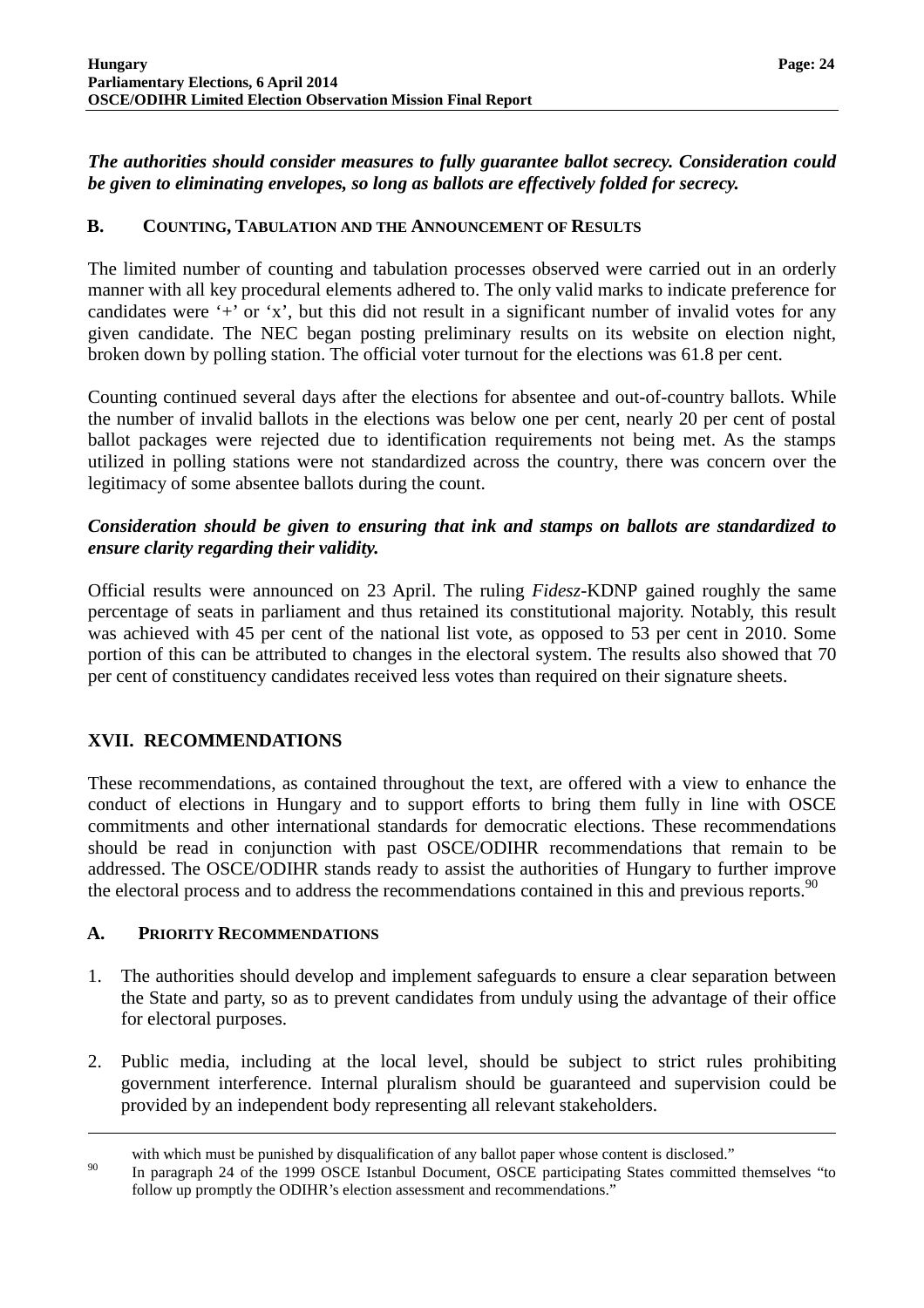***The authorities should consider measures to fully guarantee ballot secrecy. Consideration could be given to eliminating envelopes, so long as ballots are effectively folded for secrecy.***

### B. Counting, Tabulation and the Announcement of Results

The limited number of counting and tabulation processes observed were carried out in an orderly manner with all key procedural elements adhered to. The only valid marks to indicate preference for candidates were '+' or 'x', but this did not result in a significant number of invalid votes for any given candidate. The NEC began posting preliminary results on its website on election night, broken down by polling station. The official voter turnout for the elections was 61.8 per cent.

Counting continued several days after the elections for absentee and out-of-country ballots. While the number of invalid ballots in the elections was below one per cent, nearly 20 per cent of postal ballot packages were rejected due to identification requirements not being met. As the stamps utilized in polling stations were not standardized across the country, there was concern over the legitimacy of some absentee ballots during the count.

***Consideration should be given to ensuring that ink and stamps on ballots are standardized to ensure clarity regarding their validity.***

Official results were announced on 23 April. The ruling *Fidesz*-KDNP gained roughly the same percentage of seats in parliament and thus retained its constitutional majority. Notably, this result was achieved with 45 per cent of the national list vote, as opposed to 53 per cent in 2010. Some portion of this can be attributed to changes in the electoral system. The results also showed that 70 per cent of constituency candidates received less votes than required on their signature sheets.

## XVII. RECOMMENDATIONS

These recommendations, as contained throughout the text, are offered with a view to enhance the conduct of elections in Hungary and to support efforts to bring them fully in line with OSCE commitments and other international standards for democratic elections. These recommendations should be read in conjunction with past OSCE/ODIHR recommendations that remain to be addressed. The OSCE/ODIHR stands ready to assist the authorities of Hungary to further improve the electoral process and to address the recommendations contained in this and previous reports.[90]

### A. Priority Recommendations

1. The authorities should develop and implement safeguards to ensure a clear separation between the State and party, so as to prevent candidates from unduly using the advantage of their office for electoral purposes.

2. Public media, including at the local level, should be subject to strict rules prohibiting government interference. Internal pluralism should be guaranteed and supervision could be provided by an independent body representing all relevant stakeholders.

---

with which must be punished by disqualification of any ballot paper whose content is disclosed."

[90] In paragraph 24 of the 1999 OSCE Istanbul Document, OSCE participating States committed themselves "to follow up promptly the ODIHR's election assessment and recommendations."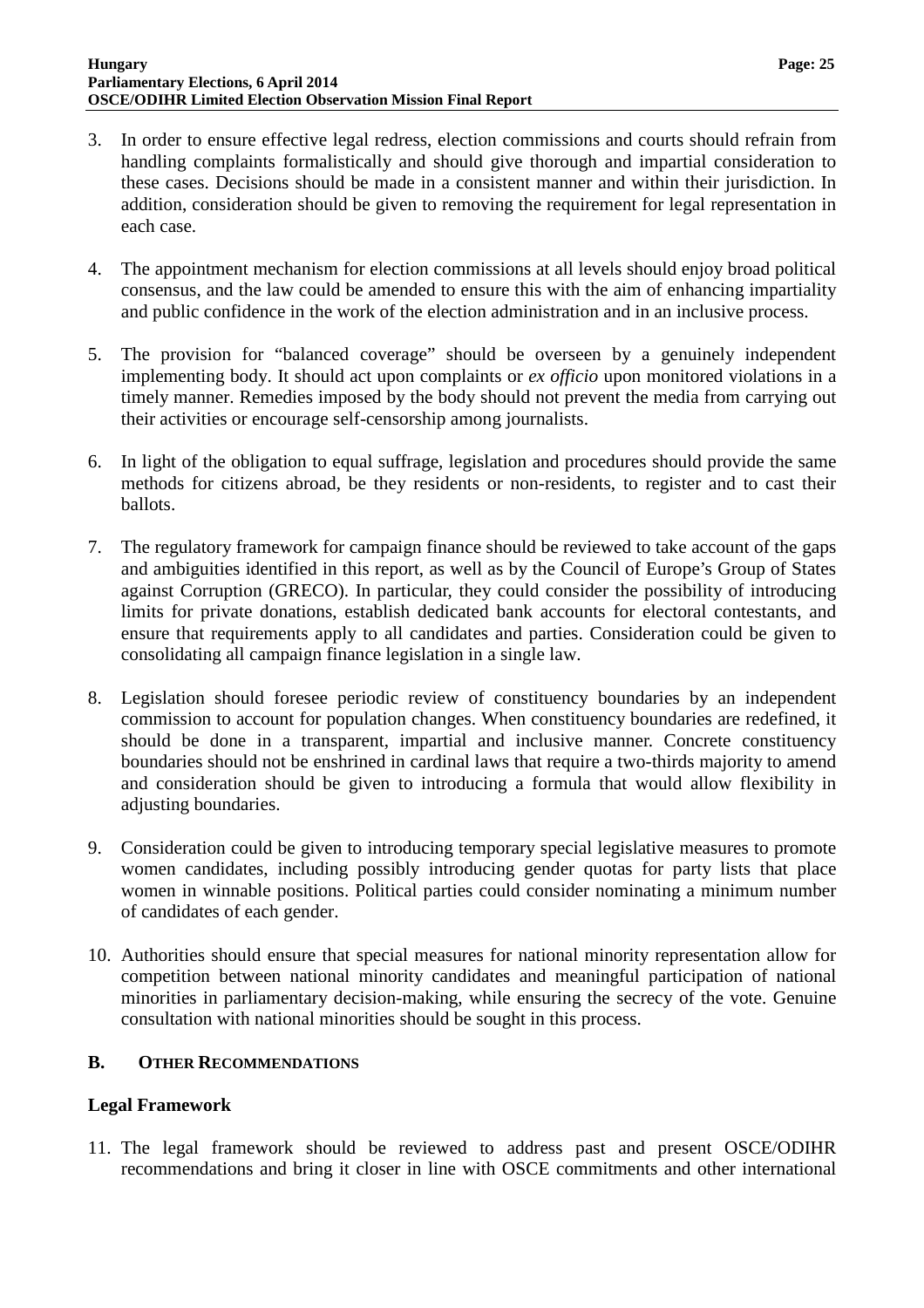3. In order to ensure effective legal redress, election commissions and courts should refrain from handling complaints formalistically and should give thorough and impartial consideration to these cases. Decisions should be made in a consistent manner and within their jurisdiction. In addition, consideration should be given to removing the requirement for legal representation in each case.

4. The appointment mechanism for election commissions at all levels should enjoy broad political consensus, and the law could be amended to ensure this with the aim of enhancing impartiality and public confidence in the work of the election administration and in an inclusive process.

5. The provision for "balanced coverage" should be overseen by a genuinely independent implementing body. It should act upon complaints or *ex officio* upon monitored violations in a timely manner. Remedies imposed by the body should not prevent the media from carrying out their activities or encourage self-censorship among journalists.

6. In light of the obligation to equal suffrage, legislation and procedures should provide the same methods for citizens abroad, be they residents or non-residents, to register and to cast their ballots.

7. The regulatory framework for campaign finance should be reviewed to take account of the gaps and ambiguities identified in this report, as well as by the Council of Europe's Group of States against Corruption (GRECO). In particular, they could consider the possibility of introducing limits for private donations, establish dedicated bank accounts for electoral contestants, and ensure that requirements apply to all candidates and parties. Consideration could be given to consolidating all campaign finance legislation in a single law.

8. Legislation should foresee periodic review of constituency boundaries by an independent commission to account for population changes. When constituency boundaries are redefined, it should be done in a transparent, impartial and inclusive manner. Concrete constituency boundaries should not be enshrined in cardinal laws that require a two-thirds majority to amend and consideration should be given to introducing a formula that would allow flexibility in adjusting boundaries.

9. Consideration could be given to introducing temporary special legislative measures to promote women candidates, including possibly introducing gender quotas for party lists that place women in winnable positions. Political parties could consider nominating a minimum number of candidates of each gender.

10. Authorities should ensure that special measures for national minority representation allow for competition between national minority candidates and meaningful participation of national minorities in parliamentary decision-making, while ensuring the secrecy of the vote. Genuine consultation with national minorities should be sought in this process.

## B. OTHER RECOMMENDATIONS

### Legal Framework

11. The legal framework should be reviewed to address past and present OSCE/ODIHR recommendations and bring it closer in line with OSCE commitments and other international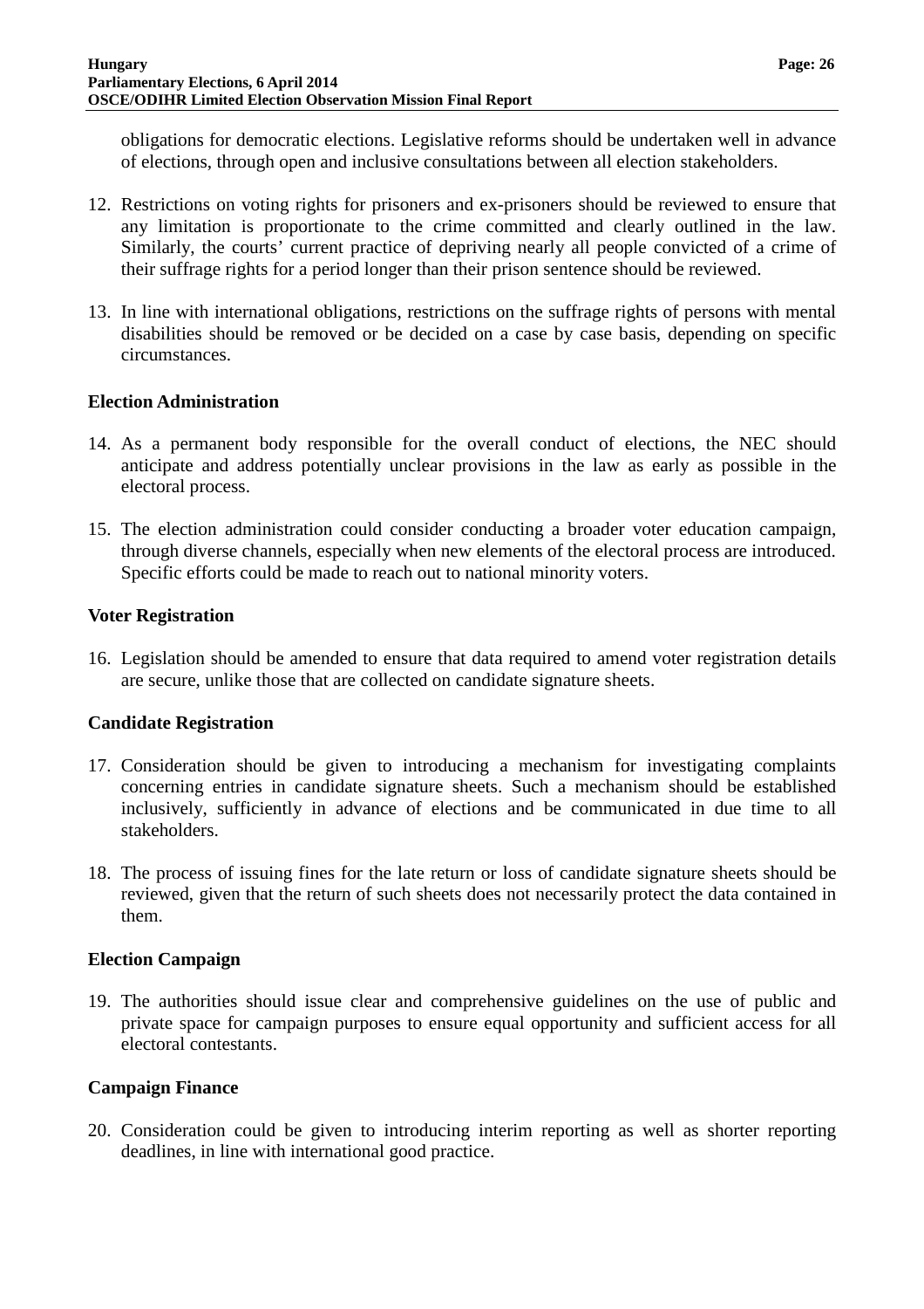obligations for democratic elections. Legislative reforms should be undertaken well in advance of elections, through open and inclusive consultations between all election stakeholders.

12. Restrictions on voting rights for prisoners and ex-prisoners should be reviewed to ensure that any limitation is proportionate to the crime committed and clearly outlined in the law. Similarly, the courts' current practice of depriving nearly all people convicted of a crime of their suffrage rights for a period longer than their prison sentence should be reviewed.

13. In line with international obligations, restrictions on the suffrage rights of persons with mental disabilities should be removed or be decided on a case by case basis, depending on specific circumstances.

**Election Administration**

14. As a permanent body responsible for the overall conduct of elections, the NEC should anticipate and address potentially unclear provisions in the law as early as possible in the electoral process.

15. The election administration could consider conducting a broader voter education campaign, through diverse channels, especially when new elements of the electoral process are introduced. Specific efforts could be made to reach out to national minority voters.

**Voter Registration**

16. Legislation should be amended to ensure that data required to amend voter registration details are secure, unlike those that are collected on candidate signature sheets.

**Candidate Registration**

17. Consideration should be given to introducing a mechanism for investigating complaints concerning entries in candidate signature sheets. Such a mechanism should be established inclusively, sufficiently in advance of elections and be communicated in due time to all stakeholders.

18. The process of issuing fines for the late return or loss of candidate signature sheets should be reviewed, given that the return of such sheets does not necessarily protect the data contained in them.

**Election Campaign**

19. The authorities should issue clear and comprehensive guidelines on the use of public and private space for campaign purposes to ensure equal opportunity and sufficient access for all electoral contestants.

**Campaign Finance**

20. Consideration could be given to introducing interim reporting as well as shorter reporting deadlines, in line with international good practice.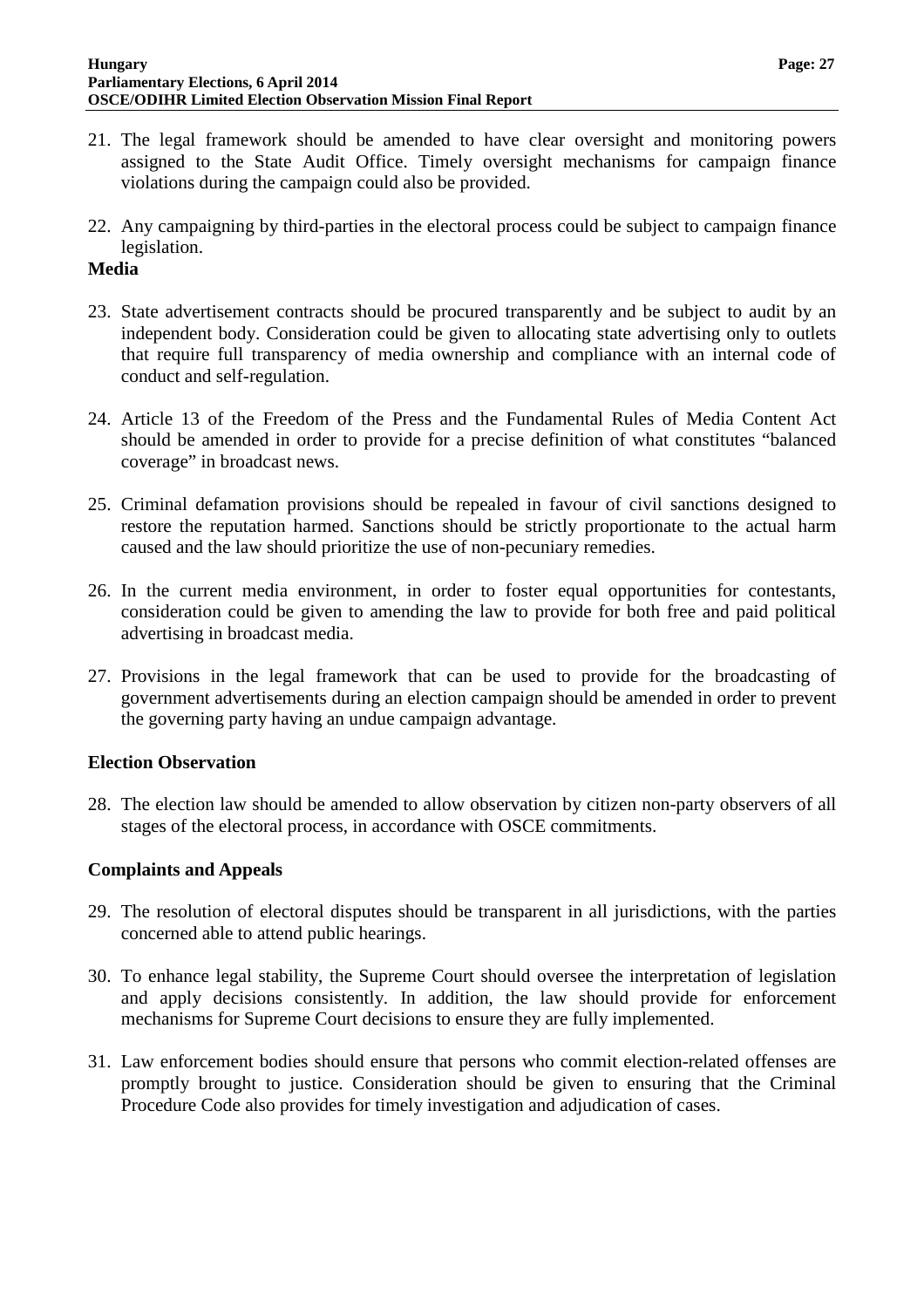21. The legal framework should be amended to have clear oversight and monitoring powers assigned to the State Audit Office. Timely oversight mechanisms for campaign finance violations during the campaign could also be provided.

22. Any campaigning by third-parties in the electoral process could be subject to campaign finance legislation.

### Media

23. State advertisement contracts should be procured transparently and be subject to audit by an independent body. Consideration could be given to allocating state advertising only to outlets that require full transparency of media ownership and compliance with an internal code of conduct and self-regulation.

24. Article 13 of the Freedom of the Press and the Fundamental Rules of Media Content Act should be amended in order to provide for a precise definition of what constitutes "balanced coverage" in broadcast news.

25. Criminal defamation provisions should be repealed in favour of civil sanctions designed to restore the reputation harmed. Sanctions should be strictly proportionate to the actual harm caused and the law should prioritize the use of non-pecuniary remedies.

26. In the current media environment, in order to foster equal opportunities for contestants, consideration could be given to amending the law to provide for both free and paid political advertising in broadcast media.

27. Provisions in the legal framework that can be used to provide for the broadcasting of government advertisements during an election campaign should be amended in order to prevent the governing party having an undue campaign advantage.

### Election Observation

28. The election law should be amended to allow observation by citizen non-party observers of all stages of the electoral process, in accordance with OSCE commitments.

### Complaints and Appeals

29. The resolution of electoral disputes should be transparent in all jurisdictions, with the parties concerned able to attend public hearings.

30. To enhance legal stability, the Supreme Court should oversee the interpretation of legislation and apply decisions consistently. In addition, the law should provide for enforcement mechanisms for Supreme Court decisions to ensure they are fully implemented.

31. Law enforcement bodies should ensure that persons who commit election-related offenses are promptly brought to justice. Consideration should be given to ensuring that the Criminal Procedure Code also provides for timely investigation and adjudication of cases.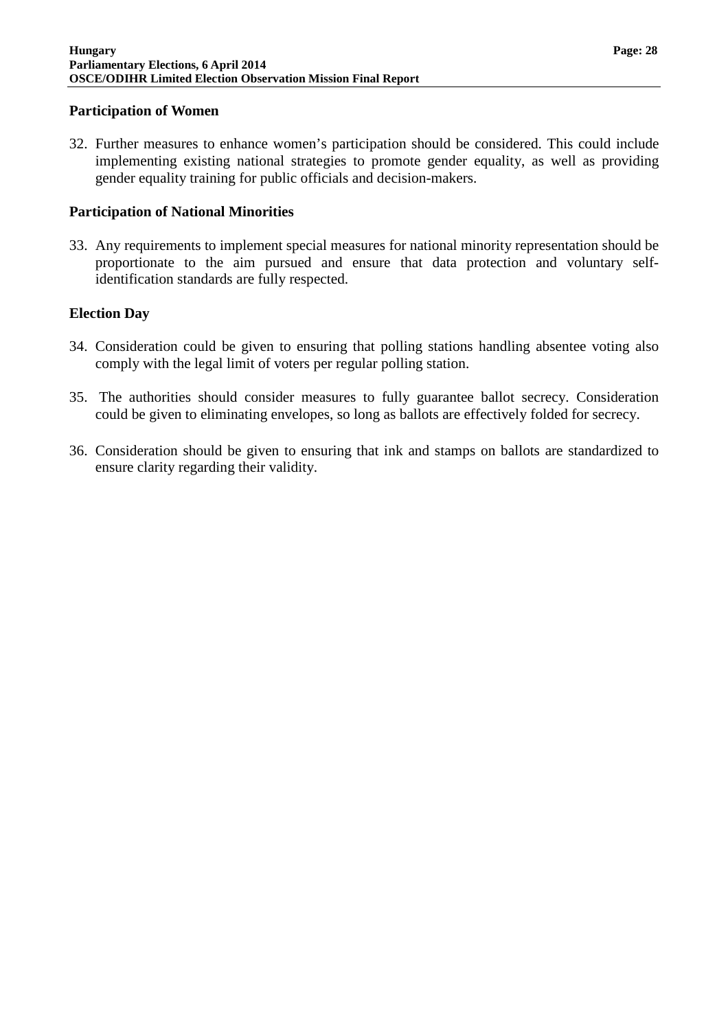### Participation of Women

32. Further measures to enhance women's participation should be considered. This could include implementing existing national strategies to promote gender equality, as well as providing gender equality training for public officials and decision-makers.

### Participation of National Minorities

33. Any requirements to implement special measures for national minority representation should be proportionate to the aim pursued and ensure that data protection and voluntary self-identification standards are fully respected.

### Election Day

34. Consideration could be given to ensuring that polling stations handling absentee voting also comply with the legal limit of voters per regular polling station.

35. The authorities should consider measures to fully guarantee ballot secrecy. Consideration could be given to eliminating envelopes, so long as ballots are effectively folded for secrecy.

36. Consideration should be given to ensuring that ink and stamps on ballots are standardized to ensure clarity regarding their validity.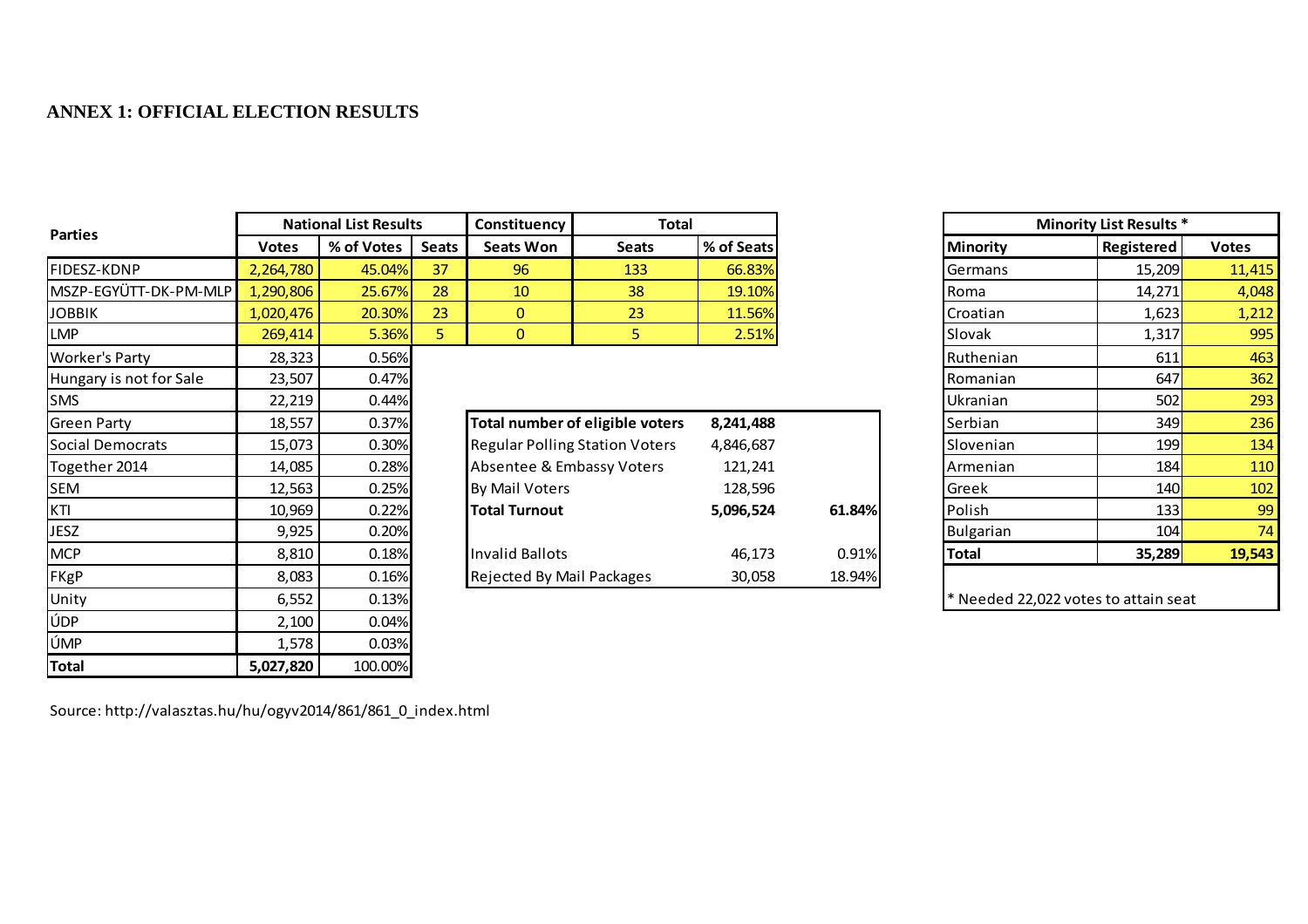## ANNEX 1: OFFICIAL ELECTION RESULTS

| Parties | National List Results | | | Constituency | Total | |
|---|---|---|---|---|---|---|
| | Votes | % of Votes | Seats | Seats Won | Seats | % of Seats |
| FIDESZ-KDNP | 2,264,780 | 45.04% | 37 | 96 | 133 | 66.83% |
| MSZP-EGYÜTT-DK-PM-MLP | 1,290,806 | 25.67% | 28 | 10 | 38 | 19.10% |
| JOBBIK | 1,020,476 | 20.30% | 23 | 0 | 23 | 11.56% |
| LMP | 269,414 | 5.36% | 5 | 0 | 5 | 2.51% |
| Worker's Party | 28,323 | 0.56% | | | | |
| Hungary is not for Sale | 23,507 | 0.47% | | | | |
| SMS | 22,219 | 0.44% | | | | |
| Green Party | 18,557 | 0.37% | | | | |
| Social Democrats | 15,073 | 0.30% | | | | |
| Together 2014 | 14,085 | 0.28% | | | | |
| SEM | 12,563 | 0.25% | | | | |
| KTI | 10,969 | 0.22% | | | | |
| JESZ | 9,925 | 0.20% | | | | |
| MCP | 8,810 | 0.18% | | | | |
| FKgP | 8,083 | 0.16% | | | | |
| Unity | 6,552 | 0.13% | | | | |
| ÚDP | 2,100 | 0.04% | | | | |
| ÚMP | 1,578 | 0.03% | | | | |
| **Total** | **5,027,820** | 100.00% | | | | |

| | | |
|---|---|---|
| **Total number of eligible voters** | **8,241,488** | |
| Regular Polling Station Voters | 4,846,687 | |
| Absentee & Embassy Voters | 121,241 | |
| By Mail Voters | 128,596 | |
| **Total Turnout** | **5,096,524** | **61.84%** |
| | | |
| Invalid Ballots | 46,173 | 0.91% |
| Rejected By Mail Packages | 30,058 | 18.94% |

| Minority List Results * | | |
|---|---|---|
| **Minority** | **Registered** | **Votes** |
| Germans | 15,209 | 11,415 |
| Roma | 14,271 | 4,048 |
| Croatian | 1,623 | 1,212 |
| Slovak | 1,317 | 995 |
| Ruthenian | 611 | 463 |
| Romanian | 647 | 362 |
| Ukranian | 502 | 293 |
| Serbian | 349 | 236 |
| Slovenian | 199 | 134 |
| Armenian | 184 | 110 |
| Greek | 140 | 102 |
| Polish | 133 | 99 |
| Bulgarian | 104 | 74 |
| **Total** | **35,289** | **19,543** |

* Needed 22,022 votes to attain seat

Source: http://valasztas.hu/hu/ogyv2014/861/861_0_index.html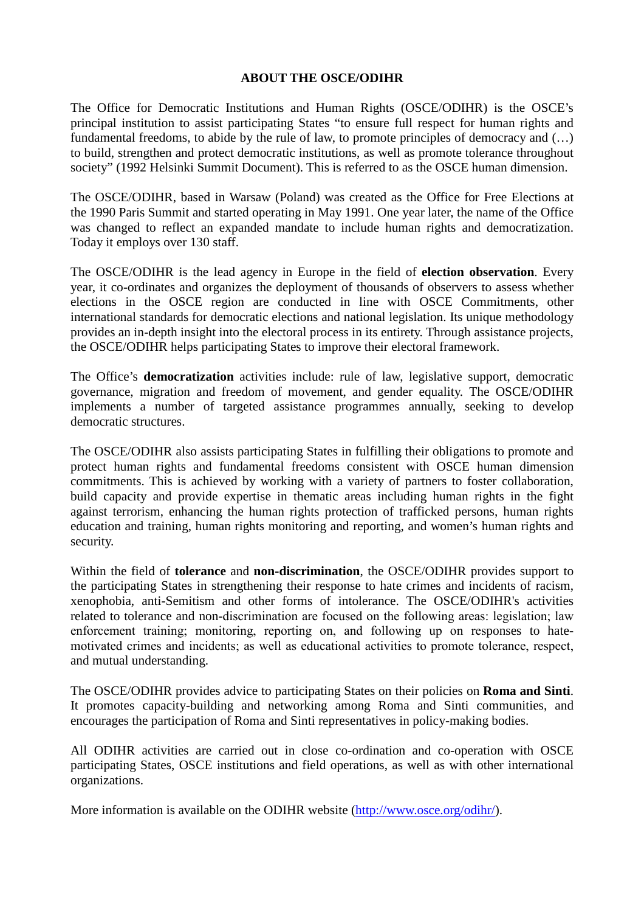## ABOUT THE OSCE/ODIHR

The Office for Democratic Institutions and Human Rights (OSCE/ODIHR) is the OSCE's principal institution to assist participating States "to ensure full respect for human rights and fundamental freedoms, to abide by the rule of law, to promote principles of democracy and (…) to build, strengthen and protect democratic institutions, as well as promote tolerance throughout society" (1992 Helsinki Summit Document). This is referred to as the OSCE human dimension.

The OSCE/ODIHR, based in Warsaw (Poland) was created as the Office for Free Elections at the 1990 Paris Summit and started operating in May 1991. One year later, the name of the Office was changed to reflect an expanded mandate to include human rights and democratization. Today it employs over 130 staff.

The OSCE/ODIHR is the lead agency in Europe in the field of **election observation**. Every year, it co-ordinates and organizes the deployment of thousands of observers to assess whether elections in the OSCE region are conducted in line with OSCE Commitments, other international standards for democratic elections and national legislation. Its unique methodology provides an in-depth insight into the electoral process in its entirety. Through assistance projects, the OSCE/ODIHR helps participating States to improve their electoral framework.

The Office's **democratization** activities include: rule of law, legislative support, democratic governance, migration and freedom of movement, and gender equality. The OSCE/ODIHR implements a number of targeted assistance programmes annually, seeking to develop democratic structures.

The OSCE/ODIHR also assists participating States in fulfilling their obligations to promote and protect human rights and fundamental freedoms consistent with OSCE human dimension commitments. This is achieved by working with a variety of partners to foster collaboration, build capacity and provide expertise in thematic areas including human rights in the fight against terrorism, enhancing the human rights protection of trafficked persons, human rights education and training, human rights monitoring and reporting, and women's human rights and security.

Within the field of **tolerance** and **non-discrimination**, the OSCE/ODIHR provides support to the participating States in strengthening their response to hate crimes and incidents of racism, xenophobia, anti-Semitism and other forms of intolerance. The OSCE/ODIHR's activities related to tolerance and non-discrimination are focused on the following areas: legislation; law enforcement training; monitoring, reporting on, and following up on responses to hate-motivated crimes and incidents; as well as educational activities to promote tolerance, respect, and mutual understanding.

The OSCE/ODIHR provides advice to participating States on their policies on **Roma and Sinti**. It promotes capacity-building and networking among Roma and Sinti communities, and encourages the participation of Roma and Sinti representatives in policy-making bodies.

All ODIHR activities are carried out in close co-ordination and co-operation with OSCE participating States, OSCE institutions and field operations, as well as with other international organizations.

More information is available on the ODIHR website (http://www.osce.org/odihr/).